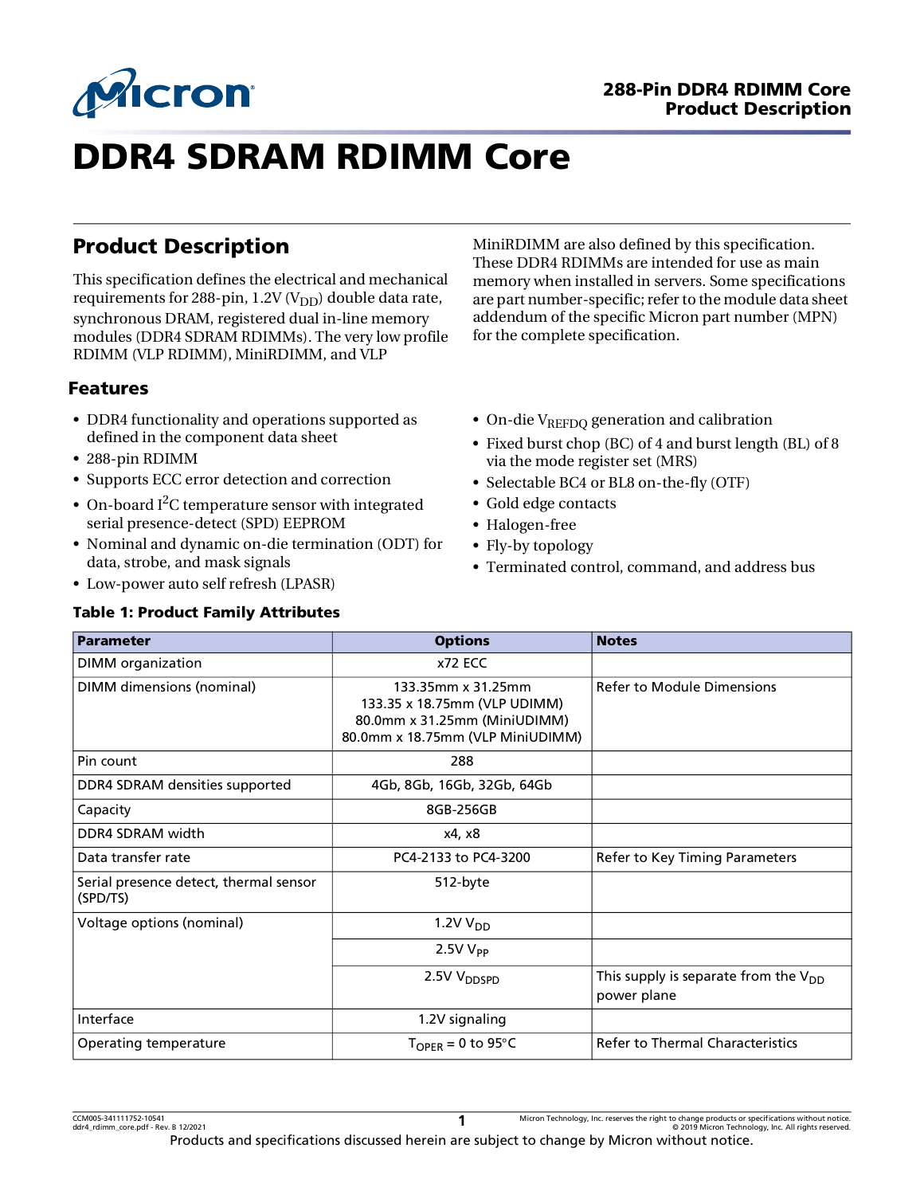# DDR4 SDRAM RDIMM Core

## Product Description

This specification defines the electrical and mechanical requirements for 288-pin, 1.2V ($V_{DD}$) double data rate, synchronous DRAM, registered dual in-line memory modules (DDR4 SDRAM RDIMMs). The very low profile RDIMM (VLP RDIMM), MiniRDIMM, and VLP MiniRDIMM are also defined by this specification. These DDR4 RDIMMs are intended for use as main memory when installed in servers. Some specifications are part number-specific; refer to the module data sheet addendum of the specific Micron part number (MPN) for the complete specification.

### Features

- DDR4 functionality and operations supported as defined in the component data sheet
- 288-pin RDIMM
- Supports ECC error detection and correction
- On-board $I^2C$ temperature sensor with integrated serial presence-detect (SPD) EEPROM
- Nominal and dynamic on-die termination (ODT) for data, strobe, and mask signals
- Low-power auto self refresh (LPASR)
- On-die $V_{REFDQ}$ generation and calibration
- Fixed burst chop (BC) of 4 and burst length (BL) of 8 via the mode register set (MRS)
- Selectable BC4 or BL8 on-the-fly (OTF)
- Gold edge contacts
- Halogen-free
- Fly-by topology
- Terminated control, command, and address bus

**Table 1: Product Family Attributes**

| Parameter | Options | Notes |
|---|---|---|
| DIMM organization | x72 ECC | |
| DIMM dimensions (nominal) | 133.35mm x 31.25mm<br>133.35 x 18.75mm (VLP UDIMM)<br>80.0mm x 31.25mm (MiniUDIMM)<br>80.0mm x 18.75mm (VLP MiniUDIMM) | Refer to Module Dimensions |
| Pin count | 288 | |
| DDR4 SDRAM densities supported | 4Gb, 8Gb, 16Gb, 32Gb, 64Gb | |
| Capacity | 8GB-256GB | |
| DDR4 SDRAM width | x4, x8 | |
| Data transfer rate | PC4-2133 to PC4-3200 | Refer to Key Timing Parameters |
| Serial presence detect, thermal sensor (SPD/TS) | 512-byte | |
| Voltage options (nominal) | 1.2V $V_{DD}$ | |
| | 2.5V $V_{PP}$ | |
| | 2.5V $V_{DDSPD}$ | This supply is separate from the $V_{DD}$ power plane |
| Interface | 1.2V signaling | |
| Operating temperature | $T_{OPER}$ = 0 to 95°C | Refer to Thermal Characteristics |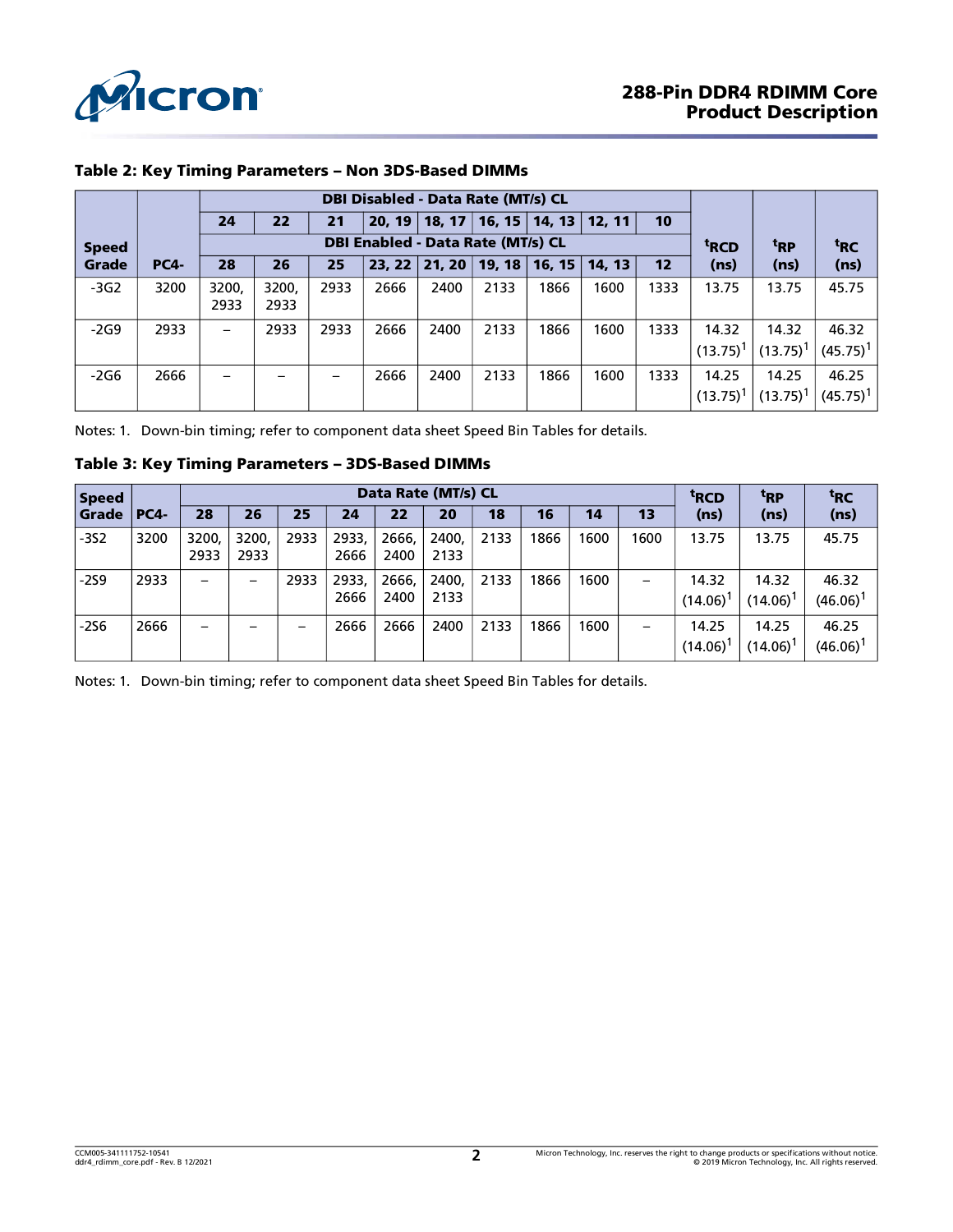**Table 2: Key Timing Parameters – Non 3DS-Based DIMMs**

| Speed Grade | PC4- | DBI Disabled - Data Rate (MT/s) CL | | | | | | | | | tRCD (ns) | tRP (ns) | tRC (ns) |
|---|---|---|---|---|---|---|---|---|---|---|---|---|---|
| | | 24 | 22 | 21 | 20, 19 | 18, 17 | 16, 15 | 14, 13 | 12, 11 | 10 | | | |
| | | DBI Enabled - Data Rate (MT/s) CL | | | | | | | | | | | |
| | | 28 | 26 | 25 | 23, 22 | 21, 20 | 19, 18 | 16, 15 | 14, 13 | 12 | | | |
| -3G2 | 3200 | 3200, 2933 | 3200, 2933 | 2933 | 2666 | 2400 | 2133 | 1866 | 1600 | 1333 | 13.75 | 13.75 | 45.75 |
| -2G9 | 2933 | – | 2933 | 2933 | 2666 | 2400 | 2133 | 1866 | 1600 | 1333 | 14.32 (13.75)[1] | 14.32 (13.75)[1] | 46.32 (45.75)[1] |
| -2G6 | 2666 | – | – | – | 2666 | 2400 | 2133 | 1866 | 1600 | 1333 | 14.25 (13.75)[1] | 14.25 (13.75)[1] | 46.25 (45.75)[1] |

Notes: 1. Down-bin timing; refer to component data sheet Speed Bin Tables for details.

**Table 3: Key Timing Parameters – 3DS-Based DIMMs**

| Speed Grade | PC4- | Data Rate (MT/s) CL | | | | | | | | | | tRCD (ns) | tRP (ns) | tRC (ns) |
|---|---|---|---|---|---|---|---|---|---|---|---|---|---|---|
| | | 28 | 26 | 25 | 24 | 22 | 20 | 18 | 16 | 14 | 13 | | | |
| -3S2 | 3200 | 3200, 2933 | 3200, 2933 | 2933 | 2933, 2666 | 2666, 2400 | 2400, 2133 | 2133 | 1866 | 1600 | 1600 | 13.75 | 13.75 | 45.75 |
| -2S9 | 2933 | – | – | 2933 | 2933, 2666 | 2666, 2400 | 2400, 2133 | 2133 | 1866 | 1600 | – | 14.32 (14.06)[1] | 14.32 (14.06)[1] | 46.32 (46.06)[1] |
| -2S6 | 2666 | – | – | – | 2666 | 2666 | 2400 | 2133 | 1866 | 1600 | – | 14.25 (14.06)[1] | 14.25 (14.06)[1] | 46.25 (46.06)[1] |

Notes: 1. Down-bin timing; refer to component data sheet Speed Bin Tables for details.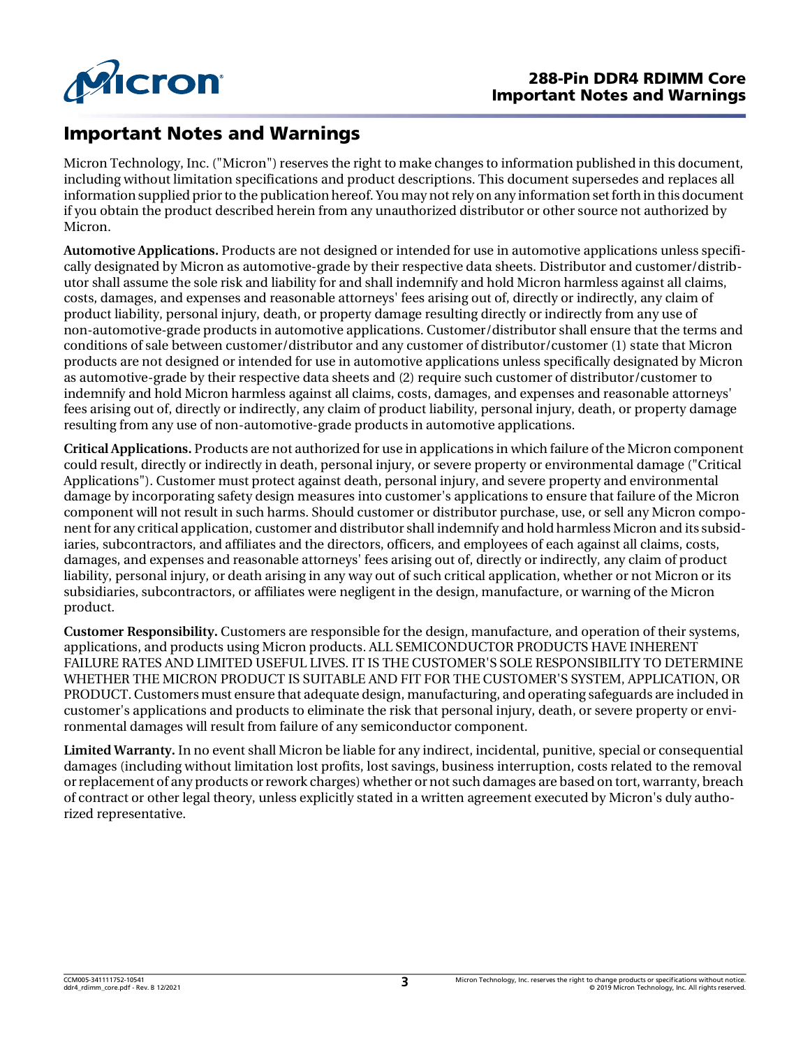# Important Notes and Warnings

Micron Technology, Inc. ("Micron") reserves the right to make changes to information published in this document, including without limitation specifications and product descriptions. This document supersedes and replaces all information supplied prior to the publication hereof. You may not rely on any information set forth in this document if you obtain the product described herein from any unauthorized distributor or other source not authorized by Micron.

**Automotive Applications.** Products are not designed or intended for use in automotive applications unless specifically designated by Micron as automotive-grade by their respective data sheets. Distributor and customer/distributor shall assume the sole risk and liability for and shall indemnify and hold Micron harmless against all claims, costs, damages, and expenses and reasonable attorneys' fees arising out of, directly or indirectly, any claim of product liability, personal injury, death, or property damage resulting directly or indirectly from any use of non-automotive-grade products in automotive applications. Customer/distributor shall ensure that the terms and conditions of sale between customer/distributor and any customer of distributor/customer (1) state that Micron products are not designed or intended for use in automotive applications unless specifically designated by Micron as automotive-grade by their respective data sheets and (2) require such customer of distributor/customer to indemnify and hold Micron harmless against all claims, costs, damages, and expenses and reasonable attorneys' fees arising out of, directly or indirectly, any claim of product liability, personal injury, death, or property damage resulting from any use of non-automotive-grade products in automotive applications.

**Critical Applications.** Products are not authorized for use in applications in which failure of the Micron component could result, directly or indirectly in death, personal injury, or severe property or environmental damage ("Critical Applications"). Customer must protect against death, personal injury, and severe property and environmental damage by incorporating safety design measures into customer's applications to ensure that failure of the Micron component will not result in such harms. Should customer or distributor purchase, use, or sell any Micron component for any critical application, customer and distributor shall indemnify and hold harmless Micron and its subsidiaries, subcontractors, and affiliates and the directors, officers, and employees of each against all claims, costs, damages, and expenses and reasonable attorneys' fees arising out of, directly or indirectly, any claim of product liability, personal injury, or death arising in any way out of such critical application, whether or not Micron or its subsidiaries, subcontractors, or affiliates were negligent in the design, manufacture, or warning of the Micron product.

**Customer Responsibility.** Customers are responsible for the design, manufacture, and operation of their systems, applications, and products using Micron products. ALL SEMICONDUCTOR PRODUCTS HAVE INHERENT FAILURE RATES AND LIMITED USEFUL LIVES. IT IS THE CUSTOMER'S SOLE RESPONSIBILITY TO DETERMINE WHETHER THE MICRON PRODUCT IS SUITABLE AND FIT FOR THE CUSTOMER'S SYSTEM, APPLICATION, OR PRODUCT. Customers must ensure that adequate design, manufacturing, and operating safeguards are included in customer's applications and products to eliminate the risk that personal injury, death, or severe property or environmental damages will result from failure of any semiconductor component.

**Limited Warranty.** In no event shall Micron be liable for any indirect, incidental, punitive, special or consequential damages (including without limitation lost profits, lost savings, business interruption, costs related to the removal or replacement of any products or rework charges) whether or not such damages are based on tort, warranty, breach of contract or other legal theory, unless explicitly stated in a written agreement executed by Micron's duly authorized representative.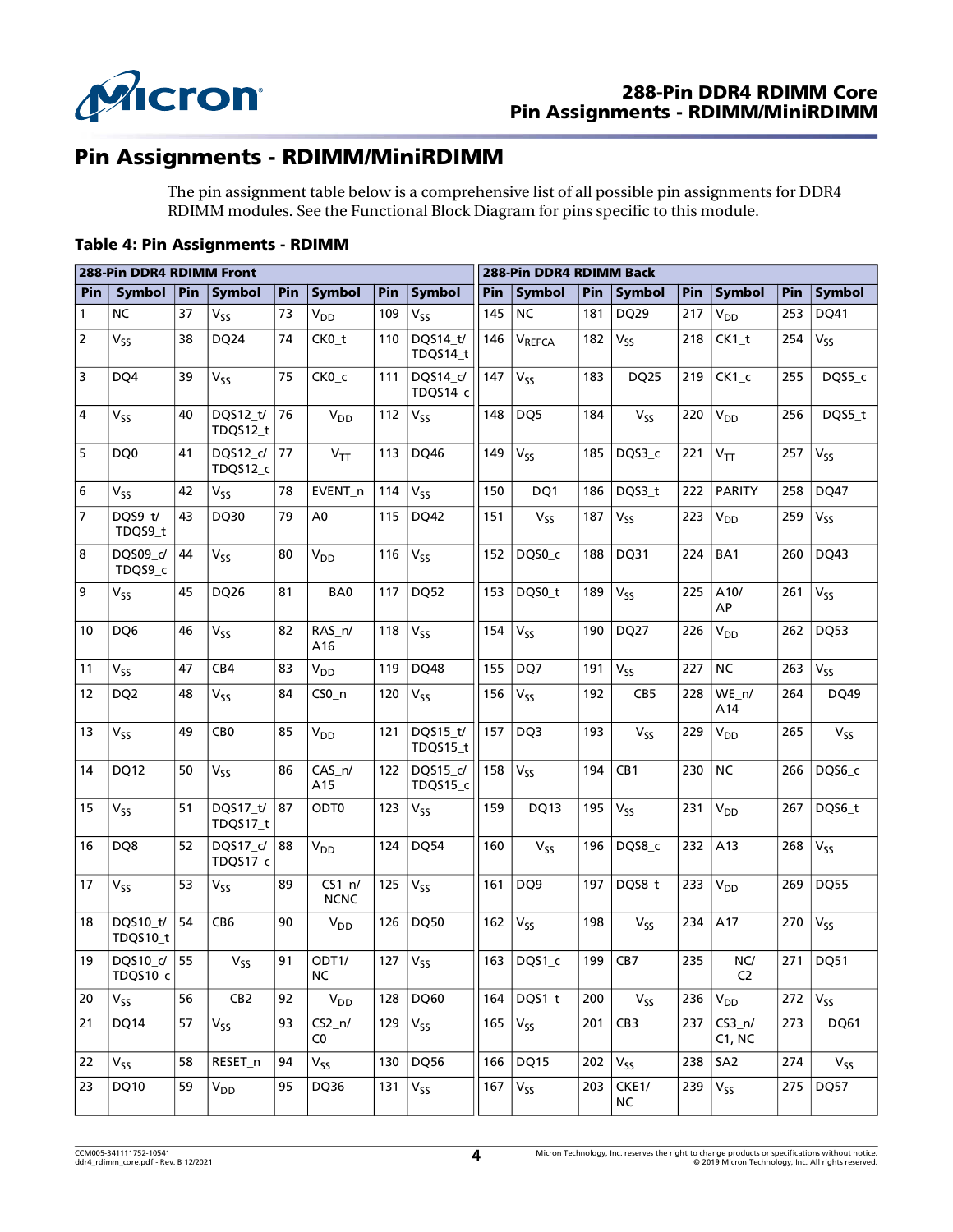# Pin Assignments - RDIMM/MiniRDIMM

The pin assignment table below is a comprehensive list of all possible pin assignments for DDR4 RDIMM modules. See the Functional Block Diagram for pins specific to this module.

**Table 4: Pin Assignments - RDIMM**

| 288-Pin DDR4 RDIMM Front | | | | | | | | 288-Pin DDR4 RDIMM Back | | | | | | | |
|---|---|---|---|---|---|---|---|---|---|---|---|---|---|---|---|
| Pin | Symbol | Pin | Symbol | Pin | Symbol | Pin | Symbol | Pin | Symbol | Pin | Symbol | Pin | Symbol | Pin | Symbol |
| 1 | NC | 37 | $V_{SS}$ | 73 | $V_{DD}$ | 109 | $V_{SS}$ | 145 | NC | 181 | DQ29 | 217 | $V_{DD}$ | 253 | DQ41 |
| 2 | $V_{SS}$ | 38 | DQ24 | 74 | CK0_t | 110 | DQS14_t/ TDQS14_t | 146 | $V_{REFCA}$ | 182 | $V_{SS}$ | 218 | CK1_t | 254 | $V_{SS}$ |
| 3 | DQ4 | 39 | $V_{SS}$ | 75 | CK0_c | 111 | DQS14_c/ TDQS14_c | 147 | $V_{SS}$ | 183 | DQ25 | 219 | CK1_c | 255 | DQS5_c |
| 4 | $V_{SS}$ | 40 | DQS12_t/ TDQS12_t | 76 | $V_{DD}$ | 112 | $V_{SS}$ | 148 | DQ5 | 184 | $V_{SS}$ | 220 | $V_{DD}$ | 256 | DQS5_t |
| 5 | DQ0 | 41 | DQS12_c/ TDQS12_c | 77 | $V_{TT}$ | 113 | DQ46 | 149 | $V_{SS}$ | 185 | DQS3_c | 221 | $V_{TT}$ | 257 | $V_{SS}$ |
| 6 | $V_{SS}$ | 42 | $V_{SS}$ | 78 | EVENT_n | 114 | $V_{SS}$ | 150 | DQ1 | 186 | DQS3_t | 222 | PARITY | 258 | DQ47 |
| 7 | DQS9_t/ TDQS9_t | 43 | DQ30 | 79 | A0 | 115 | DQ42 | 151 | $V_{SS}$ | 187 | $V_{SS}$ | 223 | $V_{DD}$ | 259 | $V_{SS}$ |
| 8 | DQS09_c/ TDQS9_c | 44 | $V_{SS}$ | 80 | $V_{DD}$ | 116 | $V_{SS}$ | 152 | DQS0_c | 188 | DQ31 | 224 | BA1 | 260 | DQ43 |
| 9 | $V_{SS}$ | 45 | DQ26 | 81 | BA0 | 117 | DQ52 | 153 | DQS0_t | 189 | $V_{SS}$ | 225 | A10/ AP | 261 | $V_{SS}$ |
| 10 | DQ6 | 46 | $V_{SS}$ | 82 | RAS_n/ A16 | 118 | $V_{SS}$ | 154 | $V_{SS}$ | 190 | DQ27 | 226 | $V_{DD}$ | 262 | DQ53 |
| 11 | $V_{SS}$ | 47 | CB4 | 83 | $V_{DD}$ | 119 | DQ48 | 155 | DQ7 | 191 | $V_{SS}$ | 227 | NC | 263 | $V_{SS}$ |
| 12 | DQ2 | 48 | $V_{SS}$ | 84 | CS0_n | 120 | $V_{SS}$ | 156 | $V_{SS}$ | 192 | CB5 | 228 | WE_n/ A14 | 264 | DQ49 |
| 13 | $V_{SS}$ | 49 | CB0 | 85 | $V_{DD}$ | 121 | DQS15_t/ TDQS15_t | 157 | DQ3 | 193 | $V_{SS}$ | 229 | $V_{DD}$ | 265 | $V_{SS}$ |
| 14 | DQ12 | 50 | $V_{SS}$ | 86 | CAS_n/ A15 | 122 | DQS15_c/ TDQS15_c | 158 | $V_{SS}$ | 194 | CB1 | 230 | NC | 266 | DQS6_c |
| 15 | $V_{SS}$ | 51 | DQS17_t/ TDQS17_t | 87 | ODT0 | 123 | $V_{SS}$ | 159 | DQ13 | 195 | $V_{SS}$ | 231 | $V_{DD}$ | 267 | DQS6_t |
| 16 | DQ8 | 52 | DQS17_c/ TDQS17_c | 88 | $V_{DD}$ | 124 | DQ54 | 160 | $V_{SS}$ | 196 | DQS8_c | 232 | A13 | 268 | $V_{SS}$ |
| 17 | $V_{SS}$ | 53 | $V_{SS}$ | 89 | CS1_n/ NCNC | 125 | $V_{SS}$ | 161 | DQ9 | 197 | DQS8_t | 233 | $V_{DD}$ | 269 | DQ55 |
| 18 | DQS10_t/ TDQS10_t | 54 | CB6 | 90 | $V_{DD}$ | 126 | DQ50 | 162 | $V_{SS}$ | 198 | $V_{SS}$ | 234 | A17 | 270 | $V_{SS}$ |
| 19 | DQS10_c/ TDQS10_c | 55 | $V_{SS}$ | 91 | ODT1/ NC | 127 | $V_{SS}$ | 163 | DQS1_c | 199 | CB7 | 235 | NC/ C2 | 271 | DQ51 |
| 20 | $V_{SS}$ | 56 | CB2 | 92 | $V_{DD}$ | 128 | DQ60 | 164 | DQS1_t | 200 | $V_{SS}$ | 236 | $V_{DD}$ | 272 | $V_{SS}$ |
| 21 | DQ14 | 57 | $V_{SS}$ | 93 | CS2_n/ C0 | 129 | $V_{SS}$ | 165 | $V_{SS}$ | 201 | CB3 | 237 | CS3_n/ C1, NC | 273 | DQ61 |
| 22 | $V_{SS}$ | 58 | RESET_n | 94 | $V_{SS}$ | 130 | DQ56 | 166 | DQ15 | 202 | $V_{SS}$ | 238 | SA2 | 274 | $V_{SS}$ |
| 23 | DQ10 | 59 | $V_{DD}$ | 95 | DQ36 | 131 | $V_{SS}$ | 167 | $V_{SS}$ | 203 | CKE1/ NC | 239 | $V_{SS}$ | 275 | DQ57 |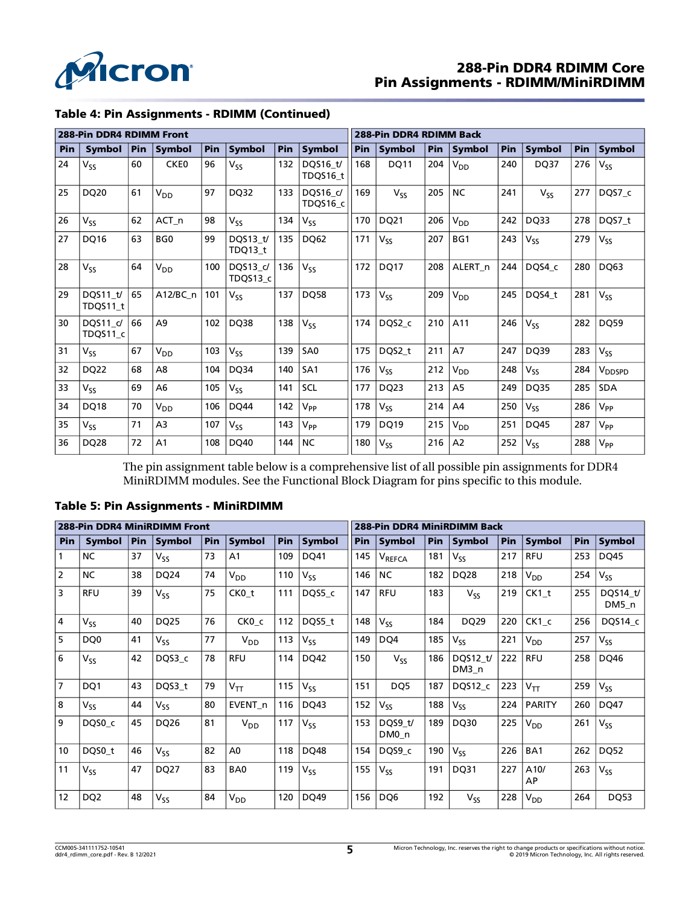## Table 4: Pin Assignments - RDIMM (Continued)

| 288-Pin DDR4 RDIMM Front | | | | | | | | 288-Pin DDR4 RDIMM Back | | | | | | | |
|---|---|---|---|---|---|---|---|---|---|---|---|---|---|---|---|
| Pin | Symbol | Pin | Symbol | Pin | Symbol | Pin | Symbol | Pin | Symbol | Pin | Symbol | Pin | Symbol | Pin | Symbol |
| 24 | $V_{SS}$ | 60 | CKE0 | 96 | $V_{SS}$ | 132 | DQS16_t/ TDQS16_t | 168 | DQ11 | 204 | $V_{DD}$ | 240 | DQ37 | 276 | $V_{SS}$ |
| 25 | DQ20 | 61 | $V_{DD}$ | 97 | DQ32 | 133 | DQS16_c/ TDQS16_c | 169 | $V_{SS}$ | 205 | NC | 241 | $V_{SS}$ | 277 | DQS7_c |
| 26 | $V_{SS}$ | 62 | ACT_n | 98 | $V_{SS}$ | 134 | $V_{SS}$ | 170 | DQ21 | 206 | $V_{DD}$ | 242 | DQ33 | 278 | DQS7_t |
| 27 | DQ16 | 63 | BG0 | 99 | DQS13_t/ TDQ13_t | 135 | DQ62 | 171 | $V_{SS}$ | 207 | BG1 | 243 | $V_{SS}$ | 279 | $V_{SS}$ |
| 28 | $V_{SS}$ | 64 | $V_{DD}$ | 100 | DQS13_c/ TDQS13_c | 136 | $V_{SS}$ | 172 | DQ17 | 208 | ALERT_n | 244 | DQS4_c | 280 | DQ63 |
| 29 | DQS11_t/ TDQS11_t | 65 | A12/BC_n | 101 | $V_{SS}$ | 137 | DQ58 | 173 | $V_{SS}$ | 209 | $V_{DD}$ | 245 | DQS4_t | 281 | $V_{SS}$ |
| 30 | DQS11_c/ TDQS11_c | 66 | A9 | 102 | DQ38 | 138 | $V_{SS}$ | 174 | DQS2_c | 210 | A11 | 246 | $V_{SS}$ | 282 | DQ59 |
| 31 | $V_{SS}$ | 67 | $V_{DD}$ | 103 | $V_{SS}$ | 139 | SA0 | 175 | DQS2_t | 211 | A7 | 247 | DQ39 | 283 | $V_{SS}$ |
| 32 | DQ22 | 68 | A8 | 104 | DQ34 | 140 | SA1 | 176 | $V_{SS}$ | 212 | $V_{DD}$ | 248 | $V_{SS}$ | 284 | $V_{DDSPD}$ |
| 33 | $V_{SS}$ | 69 | A6 | 105 | $V_{SS}$ | 141 | SCL | 177 | DQ23 | 213 | A5 | 249 | DQ35 | 285 | SDA |
| 34 | DQ18 | 70 | $V_{DD}$ | 106 | DQ44 | 142 | $V_{PP}$ | 178 | $V_{SS}$ | 214 | A4 | 250 | $V_{SS}$ | 286 | $V_{PP}$ |
| 35 | $V_{SS}$ | 71 | A3 | 107 | $V_{SS}$ | 143 | $V_{PP}$ | 179 | DQ19 | 215 | $V_{DD}$ | 251 | DQ45 | 287 | $V_{PP}$ |
| 36 | DQ28 | 72 | A1 | 108 | DQ40 | 144 | NC | 180 | $V_{SS}$ | 216 | A2 | 252 | $V_{SS}$ | 288 | $V_{PP}$ |

The pin assignment table below is a comprehensive list of all possible pin assignments for DDR4 MiniRDIMM modules. See the Functional Block Diagram for pins specific to this module.

## Table 5: Pin Assignments - MiniRDIMM

| 288-Pin DDR4 MiniRDIMM Front | | | | | | | | 288-Pin DDR4 MiniRDIMM Back | | | | | | | |
|---|---|---|---|---|---|---|---|---|---|---|---|---|---|---|---|
| Pin | Symbol | Pin | Symbol | Pin | Symbol | Pin | Symbol | Pin | Symbol | Pin | Symbol | Pin | Symbol | Pin | Symbol |
| 1 | NC | 37 | $V_{SS}$ | 73 | A1 | 109 | DQ41 | 145 | $V_{REFCA}$ | 181 | $V_{SS}$ | 217 | RFU | 253 | DQ45 |
| 2 | NC | 38 | DQ24 | 74 | $V_{DD}$ | 110 | $V_{SS}$ | 146 | NC | 182 | DQ28 | 218 | $V_{DD}$ | 254 | $V_{SS}$ |
| 3 | RFU | 39 | $V_{SS}$ | 75 | CK0_t | 111 | DQS5_c | 147 | RFU | 183 | $V_{SS}$ | 219 | CK1_t | 255 | DQS14_t/ DM5_n |
| 4 | $V_{SS}$ | 40 | DQ25 | 76 | CK0_c | 112 | DQS5_t | 148 | $V_{SS}$ | 184 | DQ29 | 220 | CK1_c | 256 | DQS14_c |
| 5 | DQ0 | 41 | $V_{SS}$ | 77 | $V_{DD}$ | 113 | $V_{SS}$ | 149 | DQ4 | 185 | $V_{SS}$ | 221 | $V_{DD}$ | 257 | $V_{SS}$ |
| 6 | $V_{SS}$ | 42 | DQS3_c | 78 | RFU | 114 | DQ42 | 150 | $V_{SS}$ | 186 | DQS12_t/ DM3_n | 222 | RFU | 258 | DQ46 |
| 7 | DQ1 | 43 | DQS3_t | 79 | $V_{TT}$ | 115 | $V_{SS}$ | 151 | DQ5 | 187 | DQS12_c | 223 | $V_{TT}$ | 259 | $V_{SS}$ |
| 8 | $V_{SS}$ | 44 | $V_{SS}$ | 80 | EVENT_n | 116 | DQ43 | 152 | $V_{SS}$ | 188 | $V_{SS}$ | 224 | PARITY | 260 | DQ47 |
| 9 | DQS0_c | 45 | DQ26 | 81 | $V_{DD}$ | 117 | $V_{SS}$ | 153 | DQS9_t/ DM0_n | 189 | DQ30 | 225 | $V_{DD}$ | 261 | $V_{SS}$ |
| 10 | DQS0_t | 46 | $V_{SS}$ | 82 | A0 | 118 | DQ48 | 154 | DQS9_c | 190 | $V_{SS}$ | 226 | BA1 | 262 | DQ52 |
| 11 | $V_{SS}$ | 47 | DQ27 | 83 | BA0 | 119 | $V_{SS}$ | 155 | $V_{SS}$ | 191 | DQ31 | 227 | A10/ AP | 263 | $V_{SS}$ |
| 12 | DQ2 | 48 | $V_{SS}$ | 84 | $V_{DD}$ | 120 | DQ49 | 156 | DQ6 | 192 | $V_{SS}$ | 228 | $V_{DD}$ | 264 | DQ53 |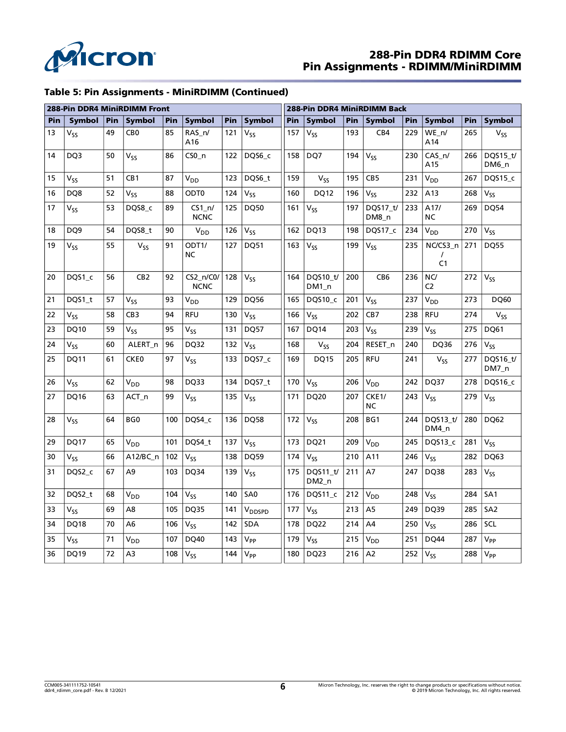### Table 5: Pin Assignments - MiniRDIMM (Continued)

| 288-Pin DDR4 MiniRDIMM Front | | | | | | | | 288-Pin DDR4 MiniRDIMM Back | | | | | | | |
|---|---|---|---|---|---|---|---|---|---|---|---|---|---|---|---|
| Pin | Symbol | Pin | Symbol | Pin | Symbol | Pin | Symbol | Pin | Symbol | Pin | Symbol | Pin | Symbol | Pin | Symbol |
| 13 | $V_{SS}$ | 49 | CB0 | 85 | RAS_n/ A16 | 121 | $V_{SS}$ | 157 | $V_{SS}$ | 193 | CB4 | 229 | WE_n/ A14 | 265 | $V_{SS}$ |
| 14 | DQ3 | 50 | $V_{SS}$ | 86 | CS0_n | 122 | DQS6_c | 158 | DQ7 | 194 | $V_{SS}$ | 230 | CAS_n/ A15 | 266 | DQS15_t/ DM6_n |
| 15 | $V_{SS}$ | 51 | CB1 | 87 | $V_{DD}$ | 123 | DQS6_t | 159 | $V_{SS}$ | 195 | CB5 | 231 | $V_{DD}$ | 267 | DQS15_c |
| 16 | DQ8 | 52 | $V_{SS}$ | 88 | ODT0 | 124 | $V_{SS}$ | 160 | DQ12 | 196 | $V_{SS}$ | 232 | A13 | 268 | $V_{SS}$ |
| 17 | $V_{SS}$ | 53 | DQS8_c | 89 | CS1_n/ NCNC | 125 | DQ50 | 161 | $V_{SS}$ | 197 | DQS17_t/ DM8_n | 233 | A17/ NC | 269 | DQ54 |
| 18 | DQ9 | 54 | DQS8_t | 90 | $V_{DD}$ | 126 | $V_{SS}$ | 162 | DQ13 | 198 | DQS17_c | 234 | $V_{DD}$ | 270 | $V_{SS}$ |
| 19 | $V_{SS}$ | 55 | $V_{SS}$ | 91 | ODT1/ NC | 127 | DQ51 | 163 | $V_{SS}$ | 199 | $V_{SS}$ | 235 | NC/CS3_n / C1 | 271 | DQ55 |
| 20 | DQS1_c | 56 | CB2 | 92 | CS2_n/C0/ NCNC | 128 | $V_{SS}$ | 164 | DQS10_t/ DM1_n | 200 | CB6 | 236 | NC/ C2 | 272 | $V_{SS}$ |
| 21 | DQS1_t | 57 | $V_{SS}$ | 93 | $V_{DD}$ | 129 | DQ56 | 165 | DQS10_c | 201 | $V_{SS}$ | 237 | $V_{DD}$ | 273 | DQ60 |
| 22 | $V_{SS}$ | 58 | CB3 | 94 | RFU | 130 | $V_{SS}$ | 166 | $V_{SS}$ | 202 | CB7 | 238 | RFU | 274 | $V_{SS}$ |
| 23 | DQ10 | 59 | $V_{SS}$ | 95 | $V_{SS}$ | 131 | DQ57 | 167 | DQ14 | 203 | $V_{SS}$ | 239 | $V_{SS}$ | 275 | DQ61 |
| 24 | $V_{SS}$ | 60 | ALERT_n | 96 | DQ32 | 132 | $V_{SS}$ | 168 | $V_{SS}$ | 204 | RESET_n | 240 | DQ36 | 276 | $V_{SS}$ |
| 25 | DQ11 | 61 | CKE0 | 97 | $V_{SS}$ | 133 | DQS7_c | 169 | DQ15 | 205 | RFU | 241 | $V_{SS}$ | 277 | DQS16_t/ DM7_n |
| 26 | $V_{SS}$ | 62 | $V_{DD}$ | 98 | DQ33 | 134 | DQS7_t | 170 | $V_{SS}$ | 206 | $V_{DD}$ | 242 | DQ37 | 278 | DQS16_c |
| 27 | DQ16 | 63 | ACT_n | 99 | $V_{SS}$ | 135 | $V_{SS}$ | 171 | DQ20 | 207 | CKE1/ NC | 243 | $V_{SS}$ | 279 | $V_{SS}$ |
| 28 | $V_{SS}$ | 64 | BG0 | 100 | DQS4_c | 136 | DQ58 | 172 | $V_{SS}$ | 208 | BG1 | 244 | DQS13_t/ DM4_n | 280 | DQ62 |
| 29 | DQ17 | 65 | $V_{DD}$ | 101 | DQS4_t | 137 | $V_{SS}$ | 173 | DQ21 | 209 | $V_{DD}$ | 245 | DQS13_c | 281 | $V_{SS}$ |
| 30 | $V_{SS}$ | 66 | A12/BC_n | 102 | $V_{SS}$ | 138 | DQ59 | 174 | $V_{SS}$ | 210 | A11 | 246 | $V_{SS}$ | 282 | DQ63 |
| 31 | DQS2_c | 67 | A9 | 103 | DQ34 | 139 | $V_{SS}$ | 175 | DQS11_t/ DM2_n | 211 | A7 | 247 | DQ38 | 283 | $V_{SS}$ |
| 32 | DQS2_t | 68 | $V_{DD}$ | 104 | $V_{SS}$ | 140 | SA0 | 176 | DQS11_c | 212 | $V_{DD}$ | 248 | $V_{SS}$ | 284 | SA1 |
| 33 | $V_{SS}$ | 69 | A8 | 105 | DQ35 | 141 | $V_{DDSPD}$ | 177 | $V_{SS}$ | 213 | A5 | 249 | DQ39 | 285 | SA2 |
| 34 | DQ18 | 70 | A6 | 106 | $V_{SS}$ | 142 | SDA | 178 | DQ22 | 214 | A4 | 250 | $V_{SS}$ | 286 | SCL |
| 35 | $V_{SS}$ | 71 | $V_{DD}$ | 107 | DQ40 | 143 | $V_{PP}$ | 179 | $V_{SS}$ | 215 | $V_{DD}$ | 251 | DQ44 | 287 | $V_{PP}$ |
| 36 | DQ19 | 72 | A3 | 108 | $V_{SS}$ | 144 | $V_{PP}$ | 180 | DQ23 | 216 | A2 | 252 | $V_{SS}$ | 288 | $V_{PP}$ |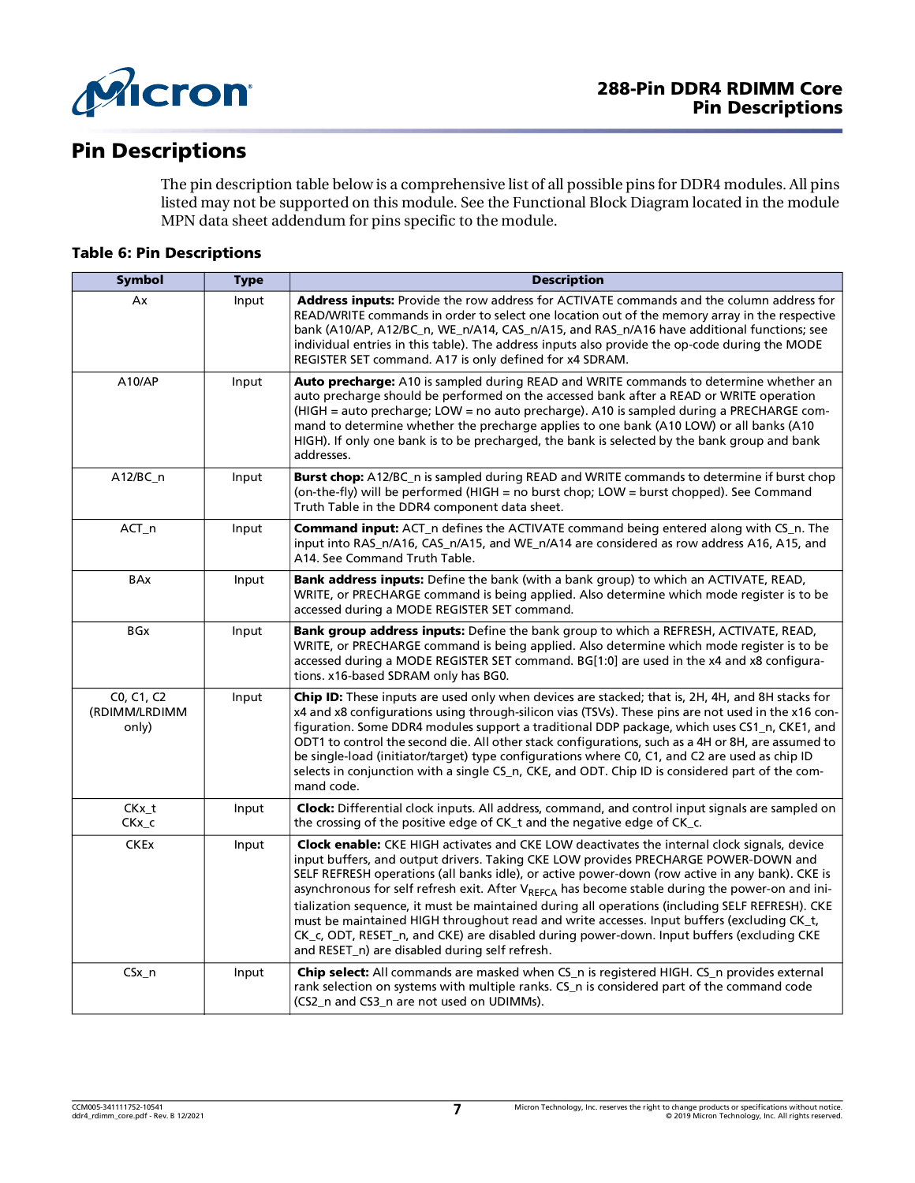# Pin Descriptions

The pin description table below is a comprehensive list of all possible pins for DDR4 modules. All pins listed may not be supported on this module. See the Functional Block Diagram located in the module MPN data sheet addendum for pins specific to the module.

**Table 6: Pin Descriptions**

| Symbol | Type | Description |
|---|---|---|
| Ax | Input | **Address inputs:** Provide the row address for ACTIVATE commands and the column address for READ/WRITE commands in order to select one location out of the memory array in the respective bank (A10/AP, A12/BC_n, WE_n/A14, CAS_n/A15, and RAS_n/A16 have additional functions; see individual entries in this table). The address inputs also provide the op-code during the MODE REGISTER SET command. A17 is only defined for x4 SDRAM. |
| A10/AP | Input | **Auto precharge:** A10 is sampled during READ and WRITE commands to determine whether an auto precharge should be performed on the accessed bank after a READ or WRITE operation (HIGH = auto precharge; LOW = no auto precharge). A10 is sampled during a PRECHARGE command to determine whether the precharge applies to one bank (A10 LOW) or all banks (A10 HIGH). If only one bank is to be precharged, the bank is selected by the bank group and bank addresses. |
| A12/BC_n | Input | **Burst chop:** A12/BC_n is sampled during READ and WRITE commands to determine if burst chop (on-the-fly) will be performed (HIGH = no burst chop; LOW = burst chopped). See Command Truth Table in the DDR4 component data sheet. |
| ACT_n | Input | **Command input:** ACT_n defines the ACTIVATE command being entered along with CS_n. The input into RAS_n/A16, CAS_n/A15, and WE_n/A14 are considered as row address A16, A15, and A14. See Command Truth Table. |
| BAx | Input | **Bank address inputs:** Define the bank (with a bank group) to which an ACTIVATE, READ, WRITE, or PRECHARGE command is being applied. Also determine which mode register is to be accessed during a MODE REGISTER SET command. |
| BGx | Input | **Bank group address inputs:** Define the bank group to which a REFRESH, ACTIVATE, READ, WRITE, or PRECHARGE command is being applied. Also determine which mode register is to be accessed during a MODE REGISTER SET command. BG[1:0] are used in the x4 and x8 configurations. x16-based SDRAM only has BG0. |
| C0, C1, C2 (RDIMM/LRDIMM only) | Input | **Chip ID:** These inputs are used only when devices are stacked; that is, 2H, 4H, and 8H stacks for x4 and x8 configurations using through-silicon vias (TSVs). These pins are not used in the x16 configuration. Some DDR4 modules support a traditional DDP package, which uses CS1_n, CKE1, and ODT1 to control the second die. All other stack configurations, such as a 4H or 8H, are assumed to be single-load (initiator/target) type configurations where C0, C1, and C2 are used as chip ID selects in conjunction with a single CS_n, CKE, and ODT. Chip ID is considered part of the command code. |
| CKx_t CKx_c | Input | **Clock:** Differential clock inputs. All address, command, and control input signals are sampled on the crossing of the positive edge of CK_t and the negative edge of CK_c. |
| CKEx | Input | **Clock enable:** CKE HIGH activates and CKE LOW deactivates the internal clock signals, device input buffers, and output drivers. Taking CKE LOW provides PRECHARGE POWER-DOWN and SELF REFRESH operations (all banks idle), or active power-down (row active in any bank). CKE is asynchronous for self refresh exit. After $V_{REFCA}$ has become stable during the power-on and initialization sequence, it must be maintained during all operations (including SELF REFRESH). CKE must be maintained HIGH throughout read and write accesses. Input buffers (excluding CK_t, CK_c, ODT, RESET_n, and CKE) are disabled during power-down. Input buffers (excluding CKE and RESET_n) are disabled during self refresh. |
| CSx_n | Input | **Chip select:** All commands are masked when CS_n is registered HIGH. CS_n provides external rank selection on systems with multiple ranks. CS_n is considered part of the command code (CS2_n and CS3_n are not used on UDIMMs). |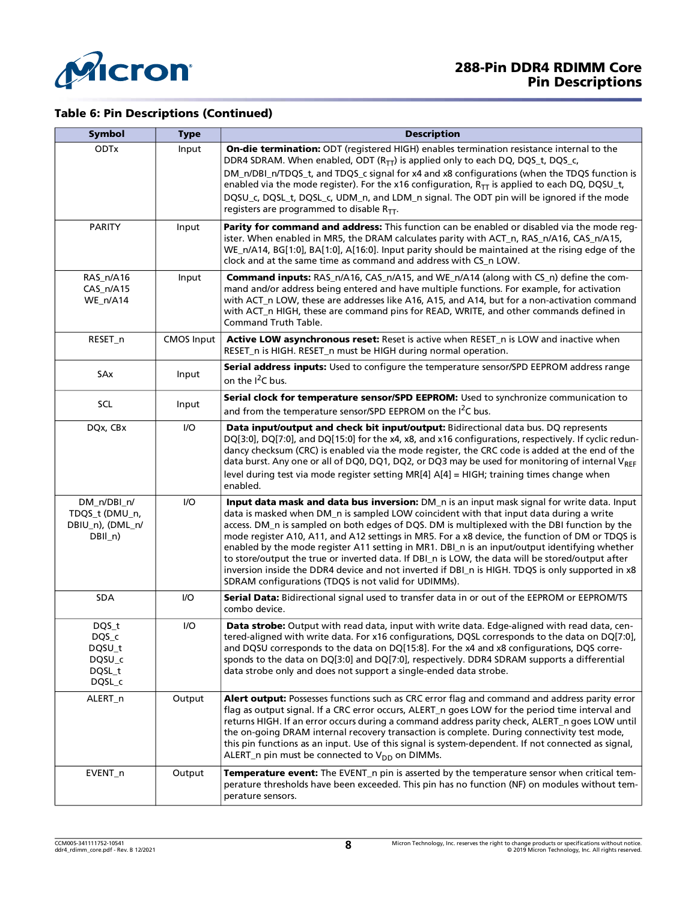### Table 6: Pin Descriptions (Continued)

| Symbol | Type | Description |
|---|---|---|
| ODTx | Input | **On-die termination:** ODT (registered HIGH) enables termination resistance internal to the DDR4 SDRAM. When enabled, ODT ($R_{TT}$) is applied only to each DQ, DQS_t, DQS_c, DM_n/DBI_n/TDQS_t, and TDQS_c signal for x4 and x8 configurations (when the TDQS function is enabled via the mode register). For the x16 configuration, $R_{TT}$ is applied to each DQ, DQSU_t, DQSU_c, DQSL_t, DQSL_c, UDM_n, and LDM_n signal. The ODT pin will be ignored if the mode registers are programmed to disable $R_{TT}$. |
| PARITY | Input | **Parity for command and address:** This function can be enabled or disabled via the mode register. When enabled in MR5, the DRAM calculates parity with ACT_n, RAS_n/A16, CAS_n/A15, WE_n/A14, BG[1:0], BA[1:0], A[16:0]. Input parity should be maintained at the rising edge of the clock and at the same time as command and address with CS_n LOW. |
| RAS_n/A16<br>CAS_n/A15<br>WE_n/A14 | Input | **Command inputs:** RAS_n/A16, CAS_n/A15, and WE_n/A14 (along with CS_n) define the command and/or address being entered and have multiple functions. For example, for activation with ACT_n LOW, these are addresses like A16, A15, and A14, but for a non-activation command with ACT_n HIGH, these are command pins for READ, WRITE, and other commands defined in Command Truth Table. |
| RESET_n | CMOS Input | **Active LOW asynchronous reset:** Reset is active when RESET_n is LOW and inactive when RESET_n is HIGH. RESET_n must be HIGH during normal operation. |
| SAx | Input | **Serial address inputs:** Used to configure the temperature sensor/SPD EEPROM address range on the $I^2C$ bus. |
| SCL | Input | **Serial clock for temperature sensor/SPD EEPROM:** Used to synchronize communication to and from the temperature sensor/SPD EEPROM on the $I^2C$ bus. |
| DQx, CBx | I/O | **Data input/output and check bit input/output:** Bidirectional data bus. DQ represents DQ[3:0], DQ[7:0], and DQ[15:0] for the x4, x8, and x16 configurations, respectively. If cyclic redundancy checksum (CRC) is enabled via the mode register, the CRC code is added at the end of the data burst. Any one or all of DQ0, DQ1, DQ2, or DQ3 may be used for monitoring of internal $V_{REF}$ level during test via mode register setting MR[4] A[4] = HIGH; training times change when enabled. |
| DM_n/DBI_n/<br>TDQS_t (DMU_n,<br>DBIU_n), (DML_n/<br>DBIl_n) | I/O | **Input data mask and data bus inversion:** DM_n is an input mask signal for write data. Input data is masked when DM_n is sampled LOW coincident with that input data during a write access. DM_n is sampled on both edges of DQS. DM is multiplexed with the DBI function by the mode register A10, A11, and A12 settings in MR5. For a x8 device, the function of DM or TDQS is enabled by the mode register A11 setting in MR1. DBI_n is an input/output identifying whether to store/output the true or inverted data. If DBI_n is LOW, the data will be stored/output after inversion inside the DDR4 device and not inverted if DBI_n is HIGH. TDQS is only supported in x8 SDRAM configurations (TDQS is not valid for UDIMMs). |
| SDA | I/O | **Serial Data:** Bidirectional signal used to transfer data in or out of the EEPROM or EEPROM/TS combo device. |
| DQS_t<br>DQS_c<br>DQSU_t<br>DQSU_c<br>DQSL_t<br>DQSL_c | I/O | **Data strobe:** Output with read data, input with write data. Edge-aligned with read data, centered-aligned with write data. For x16 configurations, DQSL corresponds to the data on DQ[7:0], and DQSU corresponds to the data on DQ[15:8]. For the x4 and x8 configurations, DQS corresponds to the data on DQ[3:0] and DQ[7:0], respectively. DDR4 SDRAM supports a differential data strobe only and does not support a single-ended data strobe. |
| ALERT_n | Output | **Alert output:** Possesses functions such as CRC error flag and command and address parity error flag as output signal. If a CRC error occurs, ALERT_n goes LOW for the period time interval and returns HIGH. If an error occurs during a command address parity check, ALERT_n goes LOW until the on-going DRAM internal recovery transaction is complete. During connectivity test mode, this pin functions as an input. Use of this signal is system-dependent. If not connected as signal, ALERT_n pin must be connected to $V_{DD}$ on DIMMs. |
| EVENT_n | Output | **Temperature event:** The EVENT_n pin is asserted by the temperature sensor when critical temperature thresholds have been exceeded. This pin has no function (NF) on modules without temperature sensors. |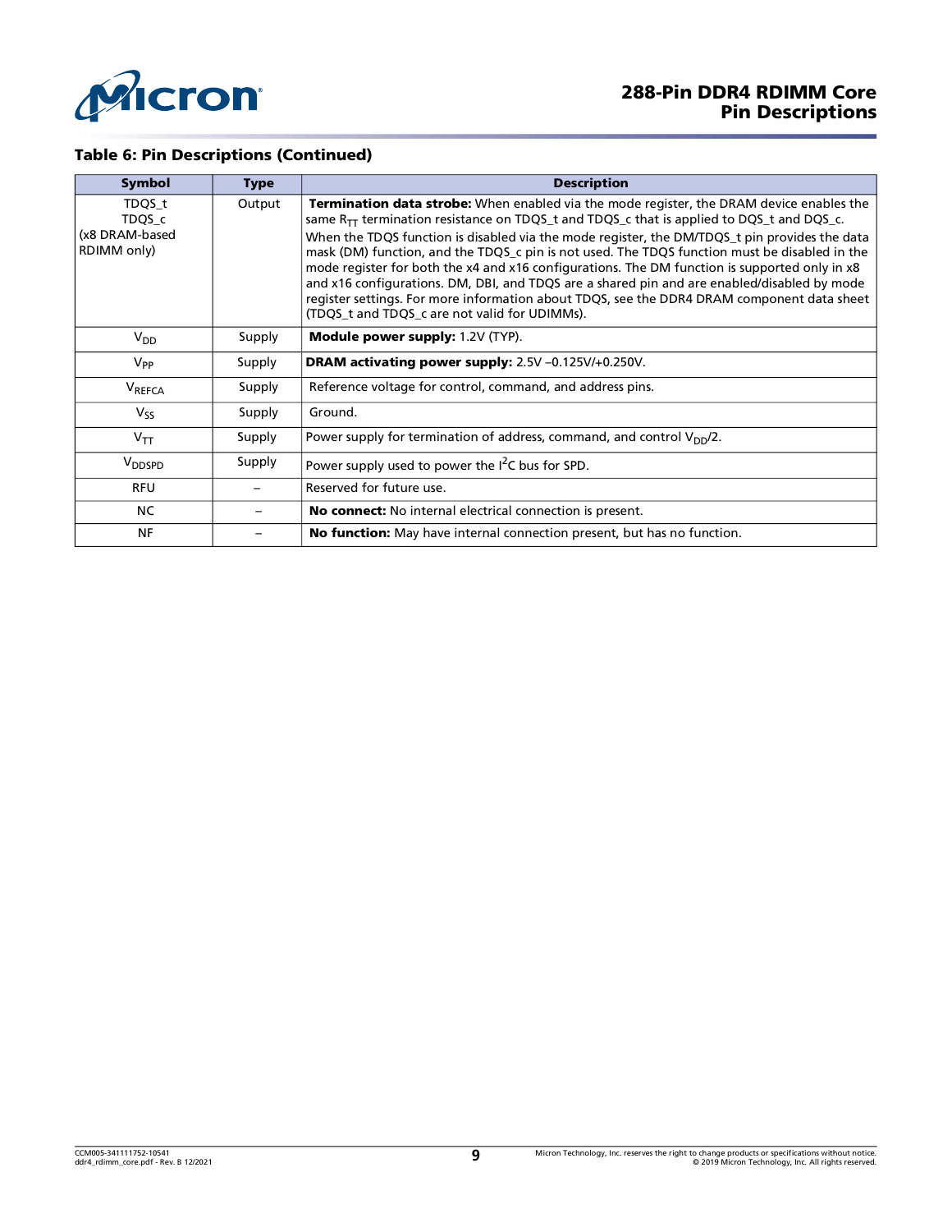**Table 6: Pin Descriptions (Continued)**

| Symbol | Type | Description |
|---|---|---|
| TDQS_t TDQS_c (x8 DRAM-based RDIMM only) | Output | **Termination data strobe:** When enabled via the mode register, the DRAM device enables the same $R_{TT}$ termination resistance on TDQS_t and TDQS_c that is applied to DQS_t and DQS_c. When the TDQS function is disabled via the mode register, the DM/TDQS_t pin provides the data mask (DM) function, and the TDQS_c pin is not used. The TDQS function must be disabled in the mode register for both the x4 and x16 configurations. The DM function is supported only in x8 and x16 configurations. DM, DBI, and TDQS are a shared pin and are enabled/disabled by mode register settings. For more information about TDQS, see the DDR4 DRAM component data sheet (TDQS_t and TDQS_c are not valid for UDIMMs). |
| $V_{DD}$ | Supply | **Module power supply:** 1.2V (TYP). |
| $V_{PP}$ | Supply | **DRAM activating power supply:** 2.5V –0.125V/+0.250V. |
| $V_{REFCA}$ | Supply | Reference voltage for control, command, and address pins. |
| $V_{SS}$ | Supply | Ground. |
| $V_{TT}$ | Supply | Power supply for termination of address, command, and control $V_{DD}/2$. |
| $V_{DDSPD}$ | Supply | Power supply used to power the $I^2C$ bus for SPD. |
| RFU | – | Reserved for future use. |
| NC | – | **No connect:** No internal electrical connection is present. |
| NF | – | **No function:** May have internal connection present, but has no function. |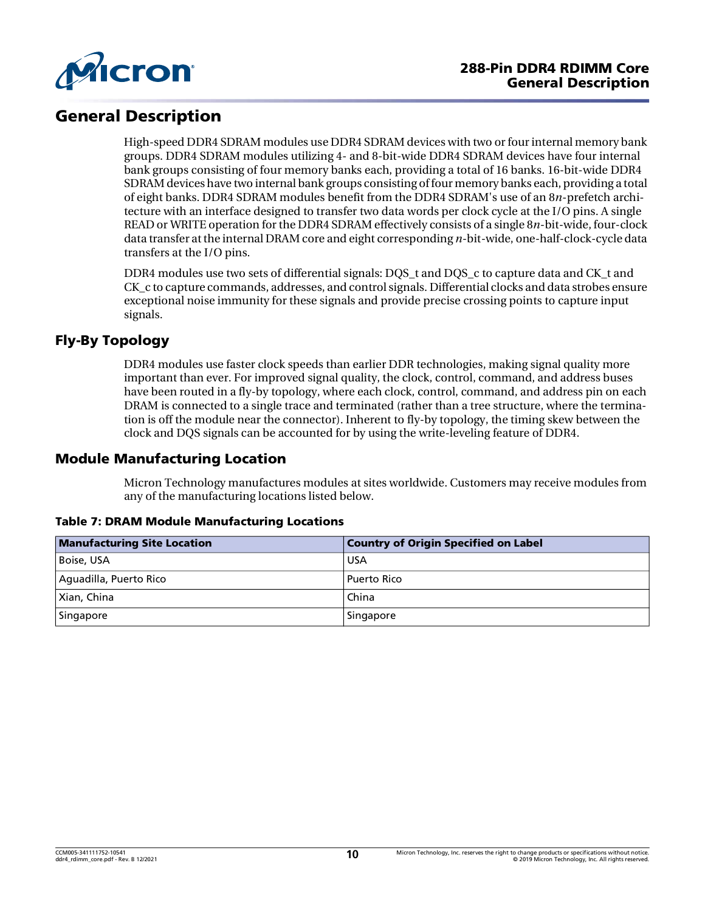## General Description

High-speed DDR4 SDRAM modules use DDR4 SDRAM devices with two or four internal memory bank groups. DDR4 SDRAM modules utilizing 4- and 8-bit-wide DDR4 SDRAM devices have four internal bank groups consisting of four memory banks each, providing a total of 16 banks. 16-bit-wide DDR4 SDRAM devices have two internal bank groups consisting of four memory banks each, providing a total of eight banks. DDR4 SDRAM modules benefit from the DDR4 SDRAM's use of an 8*n*-prefetch architecture with an interface designed to transfer two data words per clock cycle at the I/O pins. A single READ or WRITE operation for the DDR4 SDRAM effectively consists of a single 8*n*-bit-wide, four-clock data transfer at the internal DRAM core and eight corresponding *n*-bit-wide, one-half-clock-cycle data transfers at the I/O pins.

DDR4 modules use two sets of differential signals: DQS_t and DQS_c to capture data and CK_t and CK_c to capture commands, addresses, and control signals. Differential clocks and data strobes ensure exceptional noise immunity for these signals and provide precise crossing points to capture input signals.

## Fly-By Topology

DDR4 modules use faster clock speeds than earlier DDR technologies, making signal quality more important than ever. For improved signal quality, the clock, control, command, and address buses have been routed in a fly-by topology, where each clock, control, command, and address pin on each DRAM is connected to a single trace and terminated (rather than a tree structure, where the termination is off the module near the connector). Inherent to fly-by topology, the timing skew between the clock and DQS signals can be accounted for by using the write-leveling feature of DDR4.

## Module Manufacturing Location

Micron Technology manufactures modules at sites worldwide. Customers may receive modules from any of the manufacturing locations listed below.

**Table 7: DRAM Module Manufacturing Locations**

| Manufacturing Site Location | Country of Origin Specified on Label |
|---|---|
| Boise, USA | USA |
| Aguadilla, Puerto Rico | Puerto Rico |
| Xian, China | China |
| Singapore | Singapore |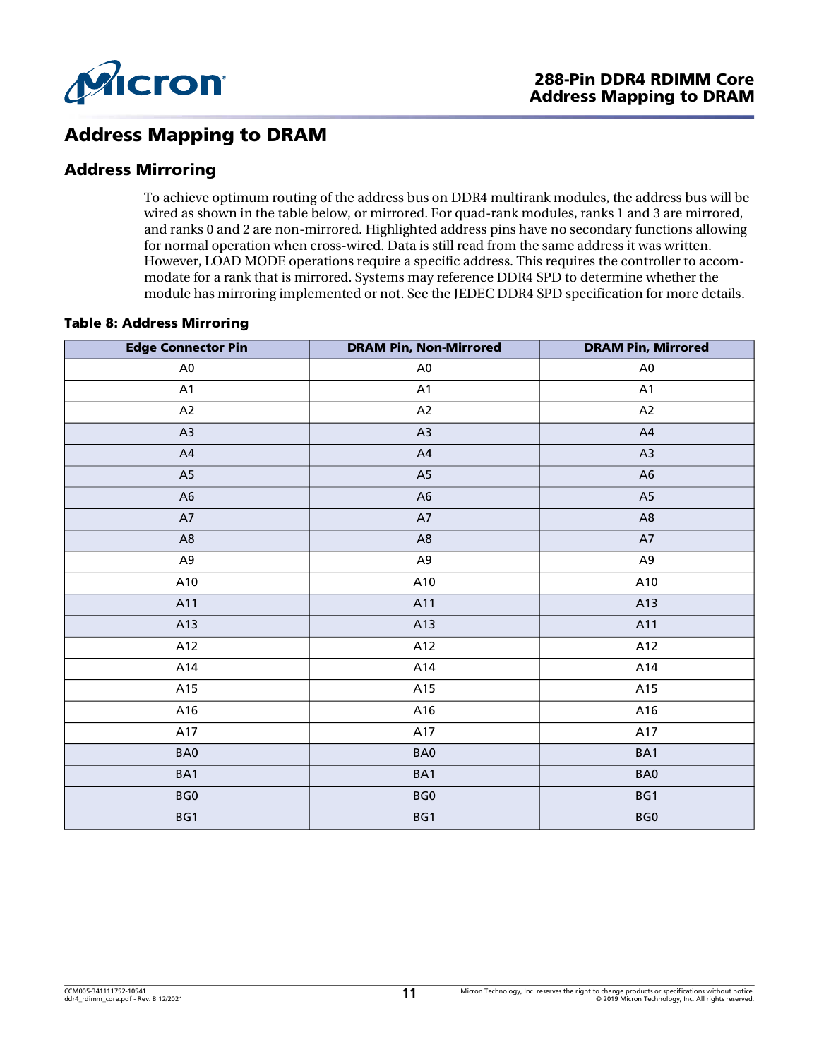# Address Mapping to DRAM

## Address Mirroring

To achieve optimum routing of the address bus on DDR4 multirank modules, the address bus will be wired as shown in the table below, or mirrored. For quad-rank modules, ranks 1 and 3 are mirrored, and ranks 0 and 2 are non-mirrored. Highlighted address pins have no secondary functions allowing for normal operation when cross-wired. Data is still read from the same address it was written. However, LOAD MODE operations require a specific address. This requires the controller to accommodate for a rank that is mirrored. Systems may reference DDR4 SPD to determine whether the module has mirroring implemented or not. See the JEDEC DDR4 SPD specification for more details.

**Table 8: Address Mirroring**

| Edge Connector Pin | DRAM Pin, Non-Mirrored | DRAM Pin, Mirrored |
|---|---|---|
| A0 | A0 | A0 |
| A1 | A1 | A1 |
| A2 | A2 | A2 |
| A3 | A3 | A4 |
| A4 | A4 | A3 |
| A5 | A5 | A6 |
| A6 | A6 | A5 |
| A7 | A7 | A8 |
| A8 | A8 | A7 |
| A9 | A9 | A9 |
| A10 | A10 | A10 |
| A11 | A11 | A13 |
| A13 | A13 | A11 |
| A12 | A12 | A12 |
| A14 | A14 | A14 |
| A15 | A15 | A15 |
| A16 | A16 | A16 |
| A17 | A17 | A17 |
| BA0 | BA0 | BA1 |
| BA1 | BA1 | BA0 |
| BG0 | BG0 | BG1 |
| BG1 | BG1 | BG0 |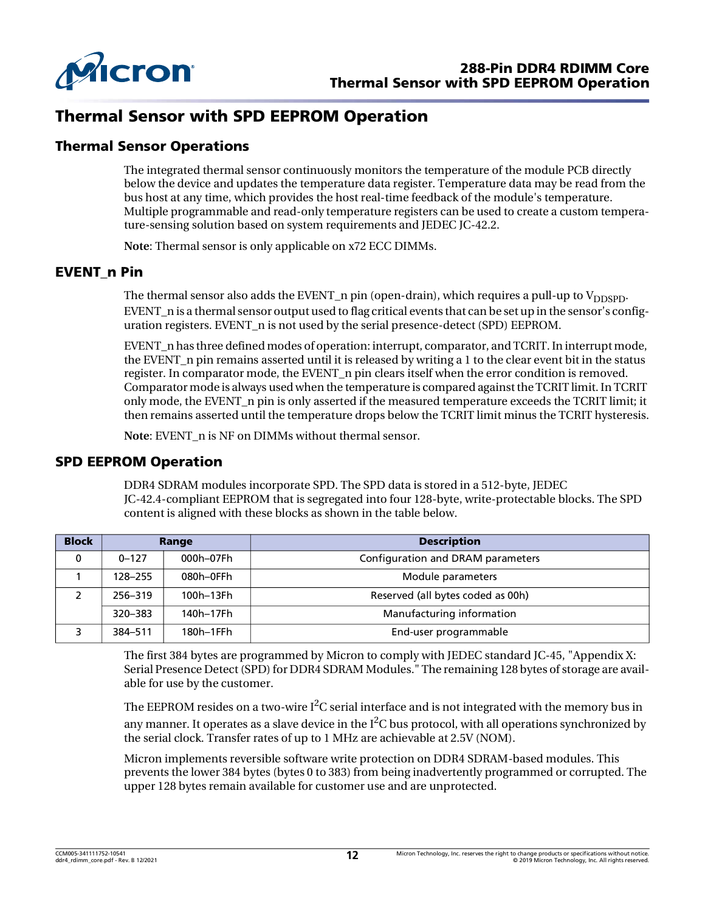# Thermal Sensor with SPD EEPROM Operation

## Thermal Sensor Operations

The integrated thermal sensor continuously monitors the temperature of the module PCB directly below the device and updates the temperature data register. Temperature data may be read from the bus host at any time, which provides the host real-time feedback of the module's temperature. Multiple programmable and read-only temperature registers can be used to create a custom temperature-sensing solution based on system requirements and JEDEC JC-42.2.

**Note**: Thermal sensor is only applicable on x72 ECC DIMMs.

## EVENT_n Pin

The thermal sensor also adds the EVENT_n pin (open-drain), which requires a pull-up to $V_{DDSPD}$. EVENT_n is a thermal sensor output used to flag critical events that can be set up in the sensor's configuration registers. EVENT_n is not used by the serial presence-detect (SPD) EEPROM.

EVENT_n has three defined modes of operation: interrupt, comparator, and TCRIT. In interrupt mode, the EVENT_n pin remains asserted until it is released by writing a 1 to the clear event bit in the status register. In comparator mode, the EVENT_n pin clears itself when the error condition is removed. Comparator mode is always used when the temperature is compared against the TCRIT limit. In TCRIT only mode, the EVENT_n pin is only asserted if the measured temperature exceeds the TCRIT limit; it then remains asserted until the temperature drops below the TCRIT limit minus the TCRIT hysteresis.

**Note**: EVENT_n is NF on DIMMs without thermal sensor.

## SPD EEPROM Operation

DDR4 SDRAM modules incorporate SPD. The SPD data is stored in a 512-byte, JEDEC JC-42.4-compliant EEPROM that is segregated into four 128-byte, write-protectable blocks. The SPD content is aligned with these blocks as shown in the table below.

| Block | Range | | Description |
|---|---|---|---|
| 0 | 0–127 | 000h–07Fh | Configuration and DRAM parameters |
| 1 | 128–255 | 080h–0FFh | Module parameters |
| 2 | 256–319 | 100h–13Fh | Reserved (all bytes coded as 00h) |
| | 320–383 | 140h–17Fh | Manufacturing information |
| 3 | 384–511 | 180h–1FFh | End-user programmable |

The first 384 bytes are programmed by Micron to comply with JEDEC standard JC-45, "Appendix X: Serial Presence Detect (SPD) for DDR4 SDRAM Modules." The remaining 128 bytes of storage are available for use by the customer.

The EEPROM resides on a two-wire $I^2C$ serial interface and is not integrated with the memory bus in any manner. It operates as a slave device in the $I^2C$ bus protocol, with all operations synchronized by the serial clock. Transfer rates of up to 1 MHz are achievable at 2.5V (NOM).

Micron implements reversible software write protection on DDR4 SDRAM-based modules. This prevents the lower 384 bytes (bytes 0 to 383) from being inadvertently programmed or corrupted. The upper 128 bytes remain available for customer use and are unprotected.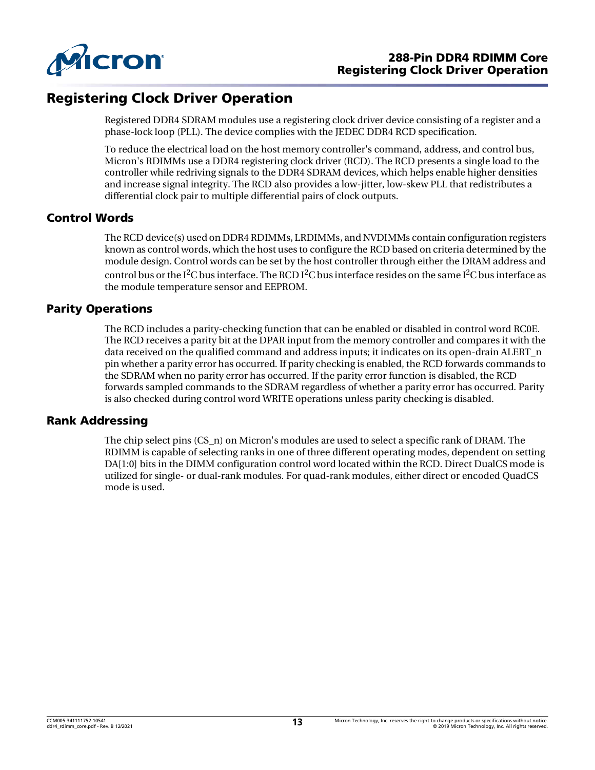# Registering Clock Driver Operation

Registered DDR4 SDRAM modules use a registering clock driver device consisting of a register and a phase-lock loop (PLL). The device complies with the JEDEC DDR4 RCD specification.

To reduce the electrical load on the host memory controller's command, address, and control bus, Micron's RDIMMs use a DDR4 registering clock driver (RCD). The RCD presents a single load to the controller while redriving signals to the DDR4 SDRAM devices, which helps enable higher densities and increase signal integrity. The RCD also provides a low-jitter, low-skew PLL that redistributes a differential clock pair to multiple differential pairs of clock outputs.

## Control Words

The RCD device(s) used on DDR4 RDIMMs, LRDIMMs, and NVDIMMs contain configuration registers known as control words, which the host uses to configure the RCD based on criteria determined by the module design. Control words can be set by the host controller through either the DRAM address and control bus or the $I^2C$ bus interface. The RCD $I^2C$ bus interface resides on the same $I^2C$ bus interface as the module temperature sensor and EEPROM.

## Parity Operations

The RCD includes a parity-checking function that can be enabled or disabled in control word RC0E. The RCD receives a parity bit at the DPAR input from the memory controller and compares it with the data received on the qualified command and address inputs; it indicates on its open-drain ALERT_n pin whether a parity error has occurred. If parity checking is enabled, the RCD forwards commands to the SDRAM when no parity error has occurred. If the parity error function is disabled, the RCD forwards sampled commands to the SDRAM regardless of whether a parity error has occurred. Parity is also checked during control word WRITE operations unless parity checking is disabled.

## Rank Addressing

The chip select pins (CS_n) on Micron's modules are used to select a specific rank of DRAM. The RDIMM is capable of selecting ranks in one of three different operating modes, dependent on setting DA[1:0] bits in the DIMM configuration control word located within the RCD. Direct DualCS mode is utilized for single- or dual-rank modules. For quad-rank modules, either direct or encoded QuadCS mode is used.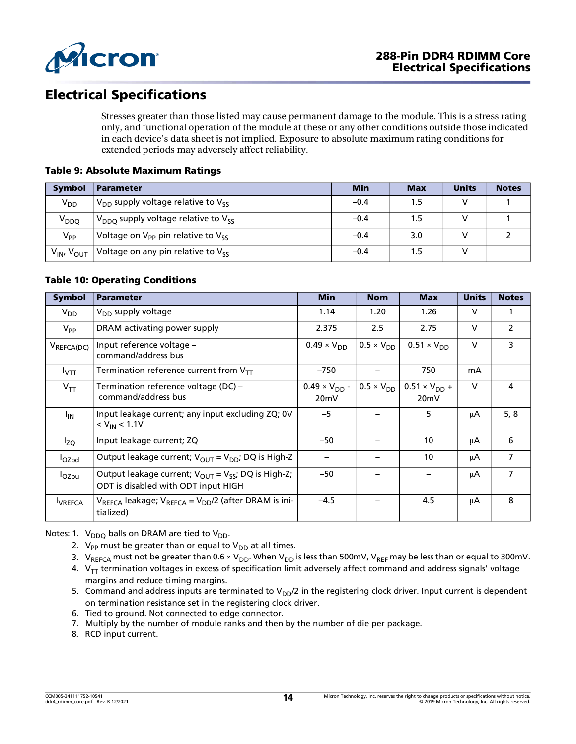## Electrical Specifications

Stresses greater than those listed may cause permanent damage to the module. This is a stress rating only, and functional operation of the module at these or any other conditions outside those indicated in each device's data sheet is not implied. Exposure to absolute maximum rating conditions for extended periods may adversely affect reliability.

**Table 9: Absolute Maximum Ratings**

| Symbol | Parameter | Min | Max | Units | Notes |
|---|---|---|---|---|---|
| $V_{DD}$ | $V_{DD}$ supply voltage relative to $V_{SS}$ | –0.4 | 1.5 | V | 1 |
| $V_{DDQ}$ | $V_{DDQ}$ supply voltage relative to $V_{SS}$ | –0.4 | 1.5 | V | 1 |
| $V_{PP}$ | Voltage on $V_{PP}$ pin relative to $V_{SS}$ | –0.4 | 3.0 | V | 2 |
| $V_{IN}$, $V_{OUT}$ | Voltage on any pin relative to $V_{SS}$ | –0.4 | 1.5 | V | |

**Table 10: Operating Conditions**

| Symbol | Parameter | Min | Nom | Max | Units | Notes |
|---|---|---|---|---|---|---|
| $V_{DD}$ | $V_{DD}$ supply voltage | 1.14 | 1.20 | 1.26 | V | 1 |
| $V_{PP}$ | DRAM activating power supply | 2.375 | 2.5 | 2.75 | V | 2 |
| $V_{REFCA(DC)}$ | Input reference voltage – command/address bus | $0.49 \times V_{DD}$ | $0.5 \times V_{DD}$ | $0.51 \times V_{DD}$ | V | 3 |
| $I_{VTT}$ | Termination reference current from $V_{TT}$ | –750 | – | 750 | mA | |
| $V_{TT}$ | Termination reference voltage (DC) – command/address bus | $0.49 \times V_{DD}$ - 20mV | $0.5 \times V_{DD}$ | $0.51 \times V_{DD}$ + 20mV | V | 4 |
| $I_{IN}$ | Input leakage current; any input excluding ZQ; 0V < $V_{IN}$ < 1.1V | –5 | – | 5 | µA | 5, 8 |
| $I_{ZQ}$ | Input leakage current; ZQ | –50 | – | 10 | µA | 6 |
| $I_{OZpd}$ | Output leakage current; $V_{OUT}$ = $V_{DD}$; DQ is High-Z | – | – | 10 | µA | 7 |
| $I_{OZpu}$ | Output leakage current; $V_{OUT}$ = $V_{SS}$; DQ is High-Z; ODT is disabled with ODT input HIGH | –50 | – | – | µA | 7 |
| $I_{VREFCA}$ | $V_{REFCA}$ leakage; $V_{REFCA}$ = $V_{DD}$/2 (after DRAM is initialized) | –4.5 | – | 4.5 | µA | 8 |

Notes:
1. $V_{DDQ}$ balls on DRAM are tied to $V_{DD}$.
2. $V_{PP}$ must be greater than or equal to $V_{DD}$ at all times.
3. $V_{REFCA}$ must not be greater than $0.6 \times V_{DD}$. When $V_{DD}$ is less than 500mV, $V_{REF}$ may be less than or equal to 300mV.
4. $V_{TT}$ termination voltages in excess of specification limit adversely affect command and address signals' voltage margins and reduce timing margins.
5. Command and address inputs are terminated to $V_{DD}$/2 in the registering clock driver. Input current is dependent on termination resistance set in the registering clock driver.
6. Tied to ground. Not connected to edge connector.
7. Multiply by the number of module ranks and then by the number of die per package.
8. RCD input current.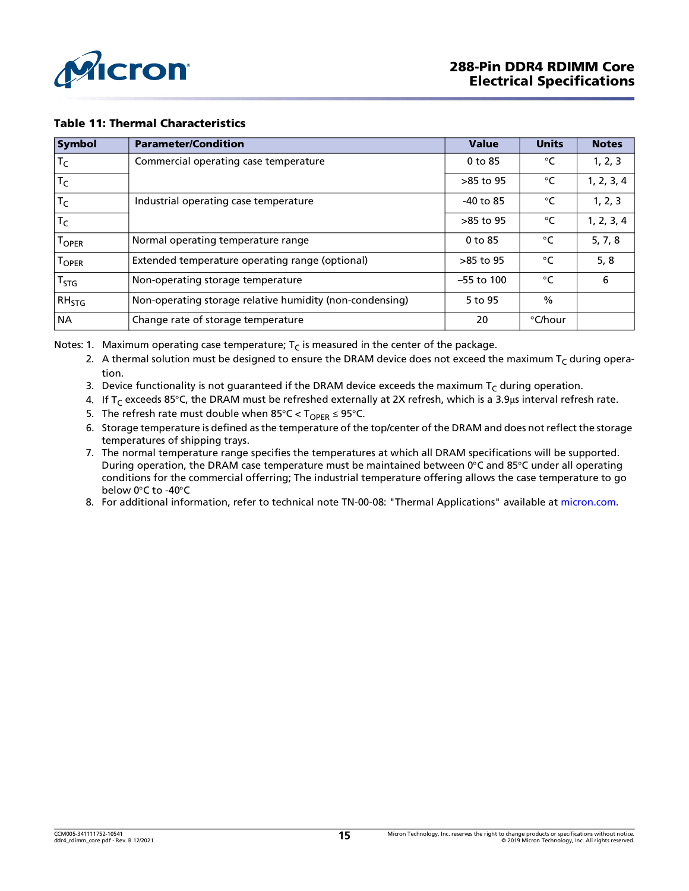**Table 11: Thermal Characteristics**

| Symbol | Parameter/Condition | Value | Units | Notes |
|---|---|---|---|---|
| $T_C$ | Commercial operating case temperature | 0 to 85 | °C | 1, 2, 3 |
| $T_C$ | | >85 to 95 | °C | 1, 2, 3, 4 |
| $T_C$ | Industrial operating case temperature | -40 to 85 | °C | 1, 2, 3 |
| $T_C$ | | >85 to 95 | °C | 1, 2, 3, 4 |
| $T_{OPER}$ | Normal operating temperature range | 0 to 85 | °C | 5, 7, 8 |
| $T_{OPER}$ | Extended temperature operating range (optional) | >85 to 95 | °C | 5, 8 |
| $T_{STG}$ | Non-operating storage temperature | –55 to 100 | °C | 6 |
| $RH_{STG}$ | Non-operating storage relative humidity (non-condensing) | 5 to 95 | % | |
| NA | Change rate of storage temperature | 20 | °C/hour | |

Notes:
1. Maximum operating case temperature; $T_C$ is measured in the center of the package.
2. A thermal solution must be designed to ensure the DRAM device does not exceed the maximum $T_C$ during operation.
3. Device functionality is not guaranteed if the DRAM device exceeds the maximum $T_C$ during operation.
4. If $T_C$ exceeds 85°C, the DRAM must be refreshed externally at 2X refresh, which is a 3.9μs interval refresh rate.
5. The refresh rate must double when 85°C < $T_{OPER}$ ≤ 95°C.
6. Storage temperature is defined as the temperature of the top/center of the DRAM and does not reflect the storage temperatures of shipping trays.
7. The normal temperature range specifies the temperatures at which all DRAM specifications will be supported. During operation, the DRAM case temperature must be maintained between 0°C and 85°C under all operating conditions for the commercial offerring; The industrial temperature offering allows the case temperature to go below 0°C to -40°C
8. For additional information, refer to technical note TN-00-08: "Thermal Applications" available at micron.com.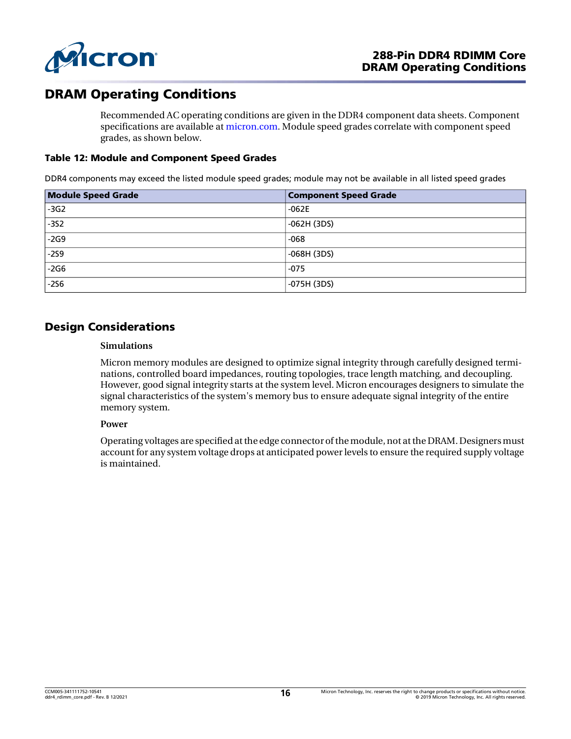## DRAM Operating Conditions

Recommended AC operating conditions are given in the DDR4 component data sheets. Component specifications are available at micron.com. Module speed grades correlate with component speed grades, as shown below.

**Table 12: Module and Component Speed Grades**

DDR4 components may exceed the listed module speed grades; module may not be available in all listed speed grades

| Module Speed Grade | Component Speed Grade |
|---|---|
| -3G2 | -062E |
| -3S2 | -062H (3DS) |
| -2G9 | -068 |
| -2S9 | -068H (3DS) |
| -2G6 | -075 |
| -2S6 | -075H (3DS) |

## Design Considerations

**Simulations**

Micron memory modules are designed to optimize signal integrity through carefully designed terminations, controlled board impedances, routing topologies, trace length matching, and decoupling. However, good signal integrity starts at the system level. Micron encourages designers to simulate the signal characteristics of the system's memory bus to ensure adequate signal integrity of the entire memory system.

**Power**

Operating voltages are specified at the edge connector of the module, not at the DRAM. Designers must account for any system voltage drops at anticipated power levels to ensure the required supply voltage is maintained.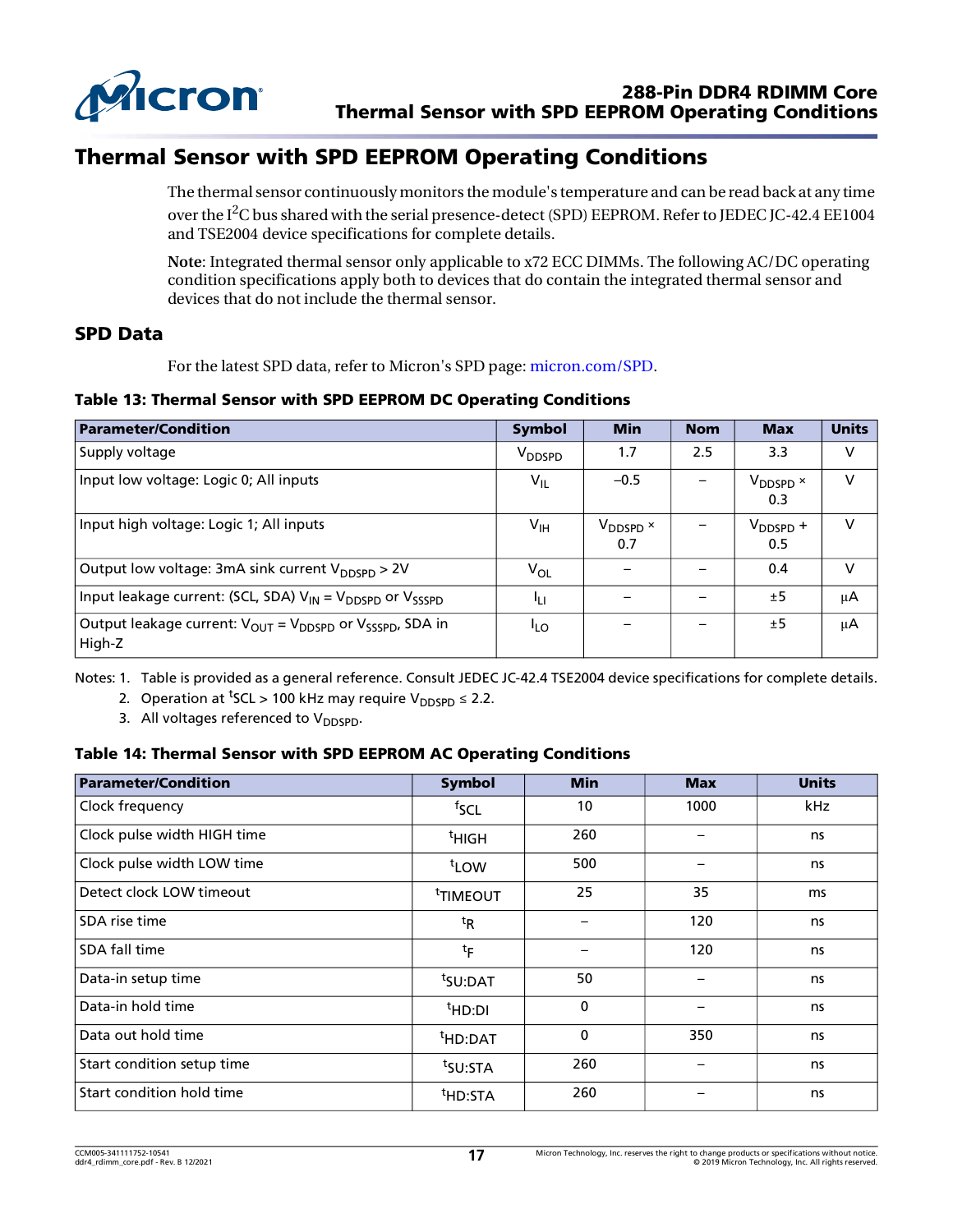# Thermal Sensor with SPD EEPROM Operating Conditions

The thermal sensor continuously monitors the module's temperature and can be read back at any time over the $I^2C$ bus shared with the serial presence-detect (SPD) EEPROM. Refer to JEDEC JC-42.4 EE1004 and TSE2004 device specifications for complete details.

**Note**: Integrated thermal sensor only applicable to x72 ECC DIMMs. The following AC/DC operating condition specifications apply both to devices that do contain the integrated thermal sensor and devices that do not include the thermal sensor.

## SPD Data

For the latest SPD data, refer to Micron's SPD page: micron.com/SPD.

**Table 13: Thermal Sensor with SPD EEPROM DC Operating Conditions**

| Parameter/Condition | Symbol | Min | Nom | Max | Units |
|---|---|---|---|---|---|
| Supply voltage | $V_{DDSPD}$ | 1.7 | 2.5 | 3.3 | V |
| Input low voltage: Logic 0; All inputs | $V_{IL}$ | –0.5 | – | $V_{DDSPD}$ × 0.3 | V |
| Input high voltage: Logic 1; All inputs | $V_{IH}$ | $V_{DDSPD}$ × 0.7 | – | $V_{DDSPD}$ + 0.5 | V |
| Output low voltage: 3mA sink current $V_{DDSPD}$ > 2V | $V_{OL}$ | – | – | 0.4 | V |
| Input leakage current: (SCL, SDA) $V_{IN}$ = $V_{DDSPD}$ or $V_{SSSPD}$ | $I_{LI}$ | – | – | ±5 | µA |
| Output leakage current: $V_{OUT}$ = $V_{DDSPD}$ or $V_{SSSPD}$, SDA in High-Z | $I_{LO}$ | – | – | ±5 | µA |

Notes: 1. Table is provided as a general reference. Consult JEDEC JC-42.4 TSE2004 device specifications for complete details.
2. Operation at $^tSCL$ > 100 kHz may require $V_{DDSPD}$ ≤ 2.2.
3. All voltages referenced to $V_{DDSPD}$.

**Table 14: Thermal Sensor with SPD EEPROM AC Operating Conditions**

| Parameter/Condition | Symbol | Min | Max | Units |
|---|---|---|---|---|
| Clock frequency | $^tSCL$ | 10 | 1000 | kHz |
| Clock pulse width HIGH time | $^tHIGH$ | 260 | – | ns |
| Clock pulse width LOW time | $^tLOW$ | 500 | – | ns |
| Detect clock LOW timeout | $^tTIMEOUT$ | 25 | 35 | ms |
| SDA rise time | $^tR$ | – | 120 | ns |
| SDA fall time | $^tF$ | – | 120 | ns |
| Data-in setup time | $^tSU:DAT$ | 50 | – | ns |
| Data-in hold time | $^tHD:DI$ | 0 | – | ns |
| Data out hold time | $^tHD:DAT$ | 0 | 350 | ns |
| Start condition setup time | $^tSU:STA$ | 260 | – | ns |
| Start condition hold time | $^tHD:STA$ | 260 | – | ns |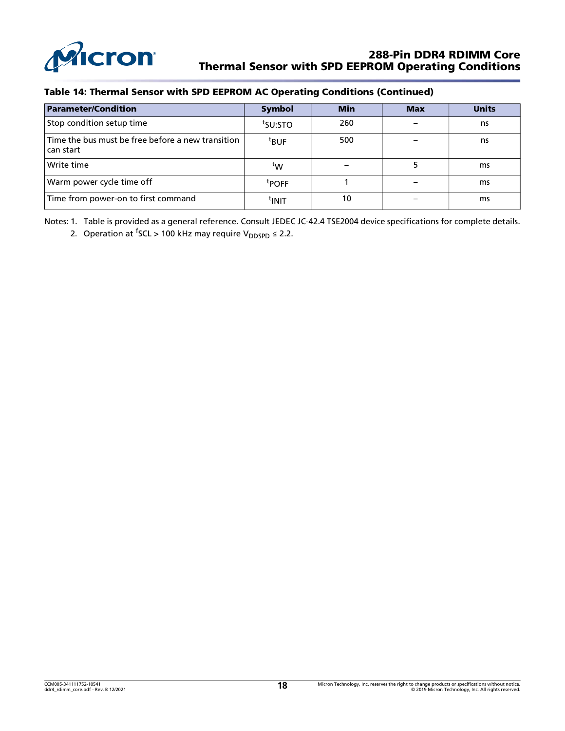**Table 14: Thermal Sensor with SPD EEPROM AC Operating Conditions (Continued)**

| Parameter/Condition | Symbol | Min | Max | Units |
|---|---|---|---|---|
| Stop condition setup time | $^{t}SU:STO$ | 260 | – | ns |
| Time the bus must be free before a new transition can start | $^{t}BUF$ | 500 | – | ns |
| Write time | $^{t}W$ | – | 5 | ms |
| Warm power cycle time off | $^{t}POFF$ | 1 | – | ms |
| Time from power-on to first command | $^{t}INIT$ | 10 | – | ms |

Notes: 1. Table is provided as a general reference. Consult JEDEC JC-42.4 TSE2004 device specifications for complete details.

2. Operation at $^{f}SCL$ > 100 kHz may require $V_{DDSPD} \leq 2.2$.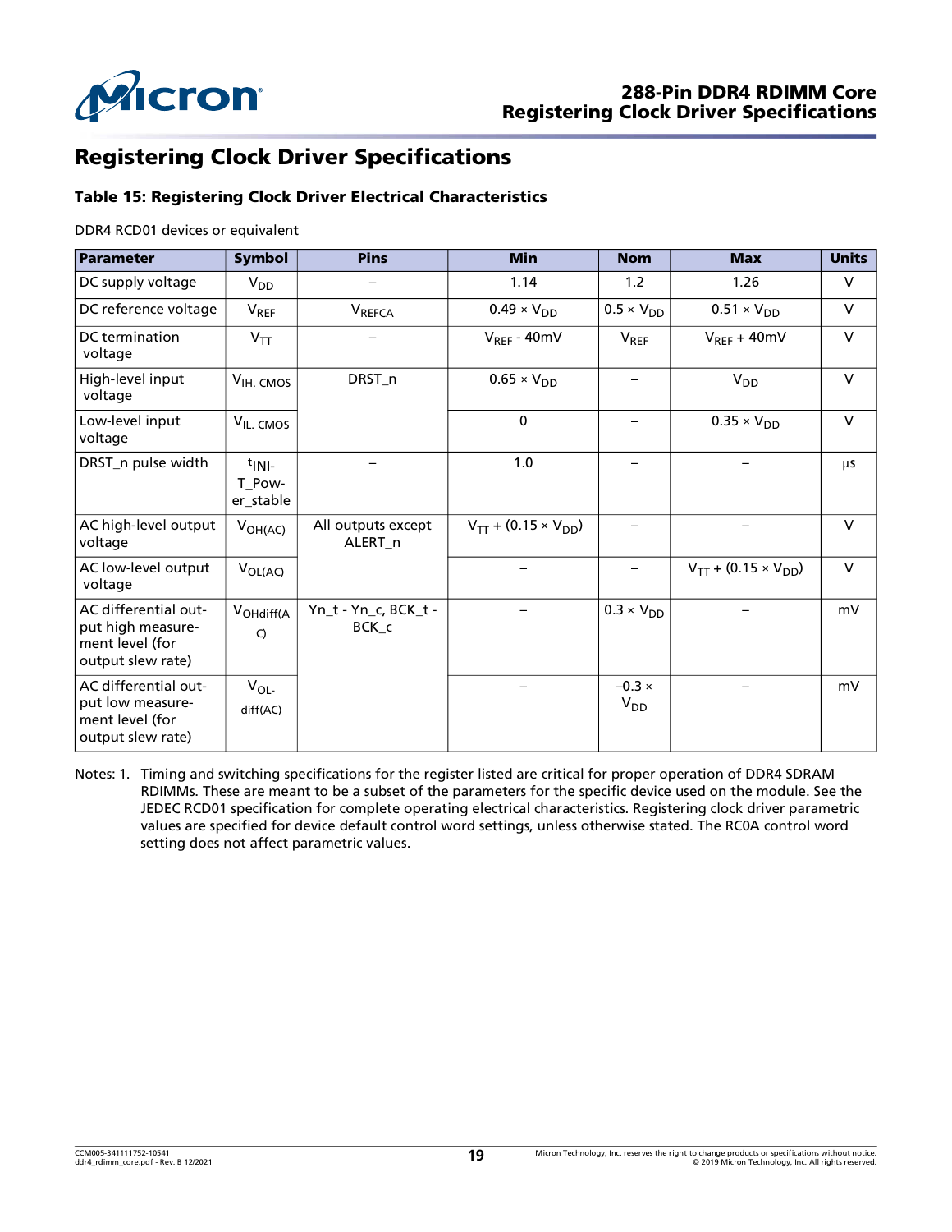# Registering Clock Driver Specifications

### Table 15: Registering Clock Driver Electrical Characteristics

DDR4 RCD01 devices or equivalent

| Parameter | Symbol | Pins | Min | Nom | Max | Units |
|---|---|---|---|---|---|---|
| DC supply voltage | $V_{DD}$ | – | 1.14 | 1.2 | 1.26 | V |
| DC reference voltage | $V_{REF}$ | $V_{REFCA}$ | $0.49 \times V_{DD}$ | $0.5 \times V_{DD}$ | $0.51 \times V_{DD}$ | V |
| DC termination voltage | $V_{TT}$ | – | $V_{REF}$ - 40mV | $V_{REF}$ | $V_{REF}$ + 40mV | V |
| High-level input voltage | $V_{IH.\ CMOS}$ | DRST_n | $0.65 \times V_{DD}$ | – | $V_{DD}$ | V |
| Low-level input voltage | $V_{IL.\ CMOS}$ | | 0 | – | $0.35 \times V_{DD}$ | V |
| DRST_n pulse width | $t_{INIT\_Power\_stable}$ | – | 1.0 | – | – | µs |
| AC high-level output voltage | $V_{OH(AC)}$ | All outputs except ALERT_n | $V_{TT} + (0.15 \times V_{DD})$ | – | – | V |
| AC low-level output voltage | $V_{OL(AC)}$ | | – | – | $V_{TT} + (0.15 \times V_{DD})$ | V |
| AC differential output high measurement level (for output slew rate) | $V_{OHdiff(AC)}$ | Yn_t - Yn_c, BCK_t - BCK_c | – | $0.3 \times V_{DD}$ | – | mV |
| AC differential output low measurement level (for output slew rate) | $V_{OL\text{-}diff(AC)}$ | | – | $-0.3 \times V_{DD}$ | – | mV |

Notes: 1. Timing and switching specifications for the register listed are critical for proper operation of DDR4 SDRAM RDIMMs. These are meant to be a subset of the parameters for the specific device used on the module. See the JEDEC RCD01 specification for complete operating electrical characteristics. Registering clock driver parametric values are specified for device default control word settings, unless otherwise stated. The RC0A control word setting does not affect parametric values.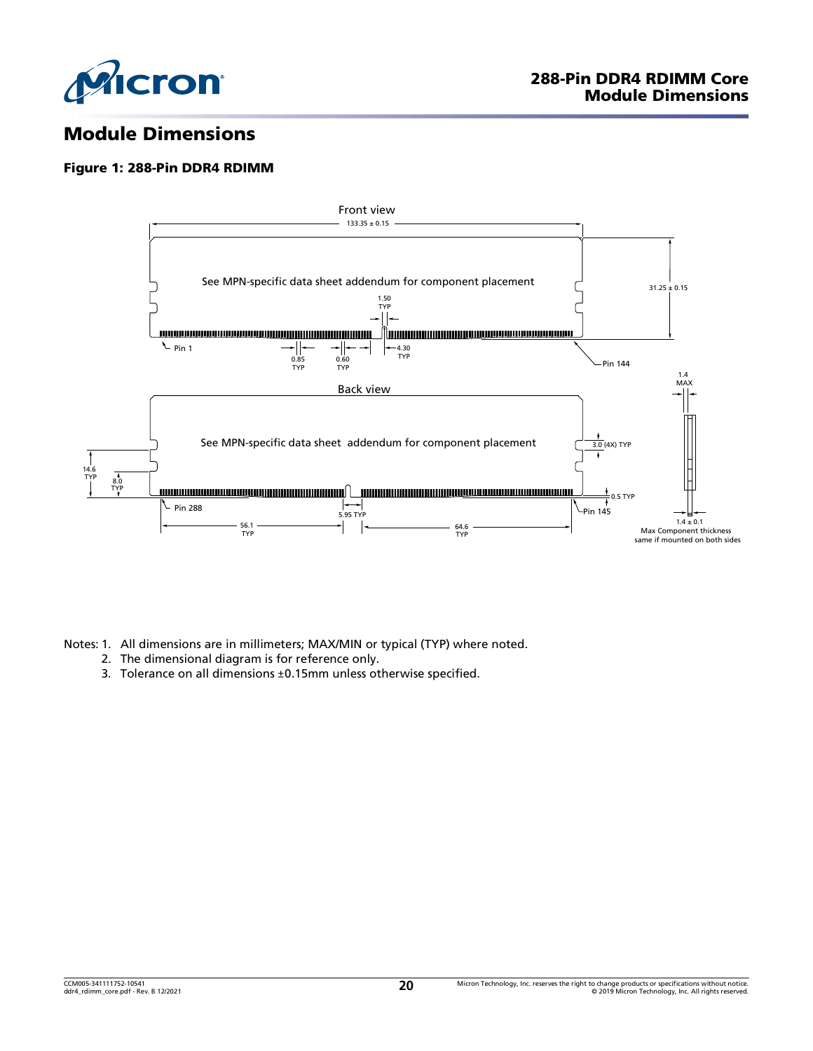# Module Dimensions

### Figure 1: 288-Pin DDR4 RDIMM

Front view

133.35 ± 0.15

See MPN-specific data sheet addendum for component placement

31.25 ± 0.15

1.50 TYP

Pin 1

0.85 TYP

0.60 TYP

4.30 TYP

Pin 144

1.4 MAX

Back view

See MPN-specific data sheet addendum for component placement

3.0 (4X) TYP

14.6 TYP

8.0 TYP

0.5 TYP

Pin 288

5.95 TYP

Pin 145

56.1 TYP

64.6 TYP

1.4 ± 0.1

Max Component thickness same if mounted on both sides

Notes:

1. All dimensions are in millimeters; MAX/MIN or typical (TYP) where noted.
2. The dimensional diagram is for reference only.
3. Tolerance on all dimensions ±0.15mm unless otherwise specified.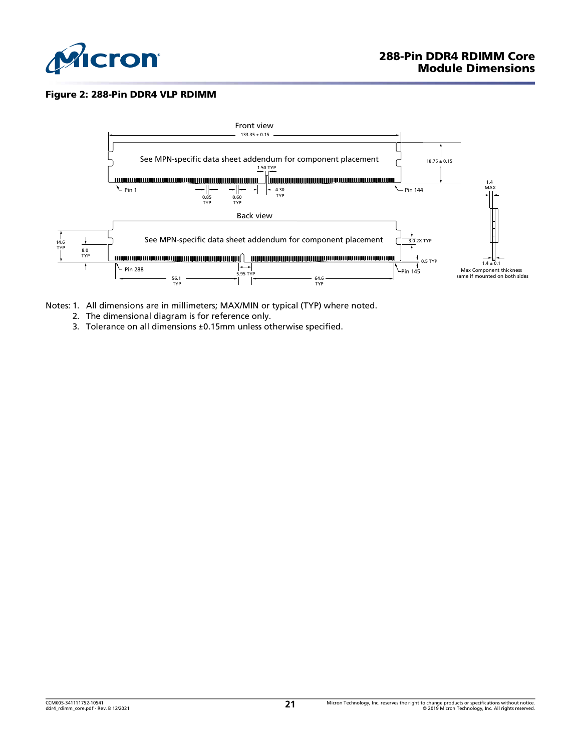### Figure 2: 288-Pin DDR4 VLP RDIMM

Front view

133.35 ± 0.15

See MPN-specific data sheet addendum for component placement

1.50 TYP

18.75 ± 0.15

Pin 1

0.85 TYP

0.60 TYP

4.30 TYP

Pin 144

1.4 MAX

Back view

14.6 TYP

8.0 TYP

See MPN-specific data sheet addendum for component placement

3.0 2X TYP

0.5 TYP

Pin 288

5.95 TYP

Pin 145

56.1 TYP

64.6 TYP

1.4 ± 0.1

Max Component thickness same if mounted on both sides

Notes:
1. All dimensions are in millimeters; MAX/MIN or typical (TYP) where noted.
2. The dimensional diagram is for reference only.
3. Tolerance on all dimensions ±0.15mm unless otherwise specified.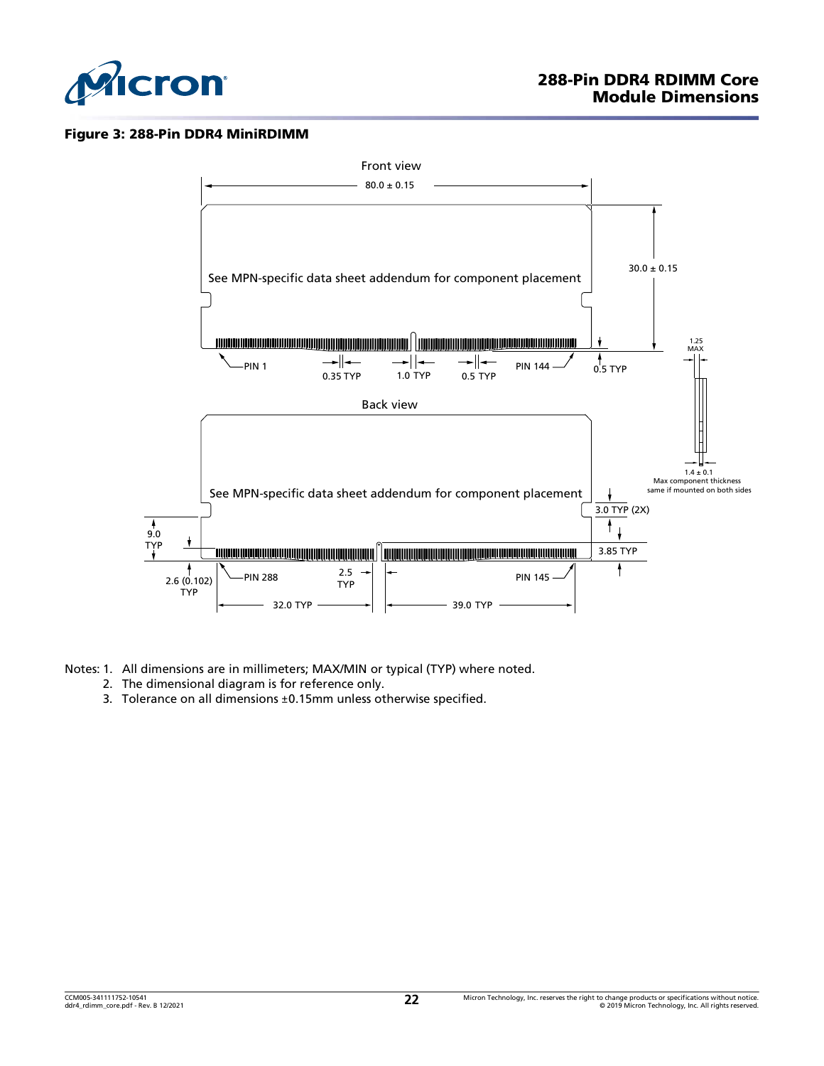**Figure 3: 288-Pin DDR4 MiniRDIMM**

Notes: 1. All dimensions are in millimeters; MAX/MIN or typical (TYP) where noted.
2. The dimensional diagram is for reference only.
3. Tolerance on all dimensions ±0.15mm unless otherwise specified.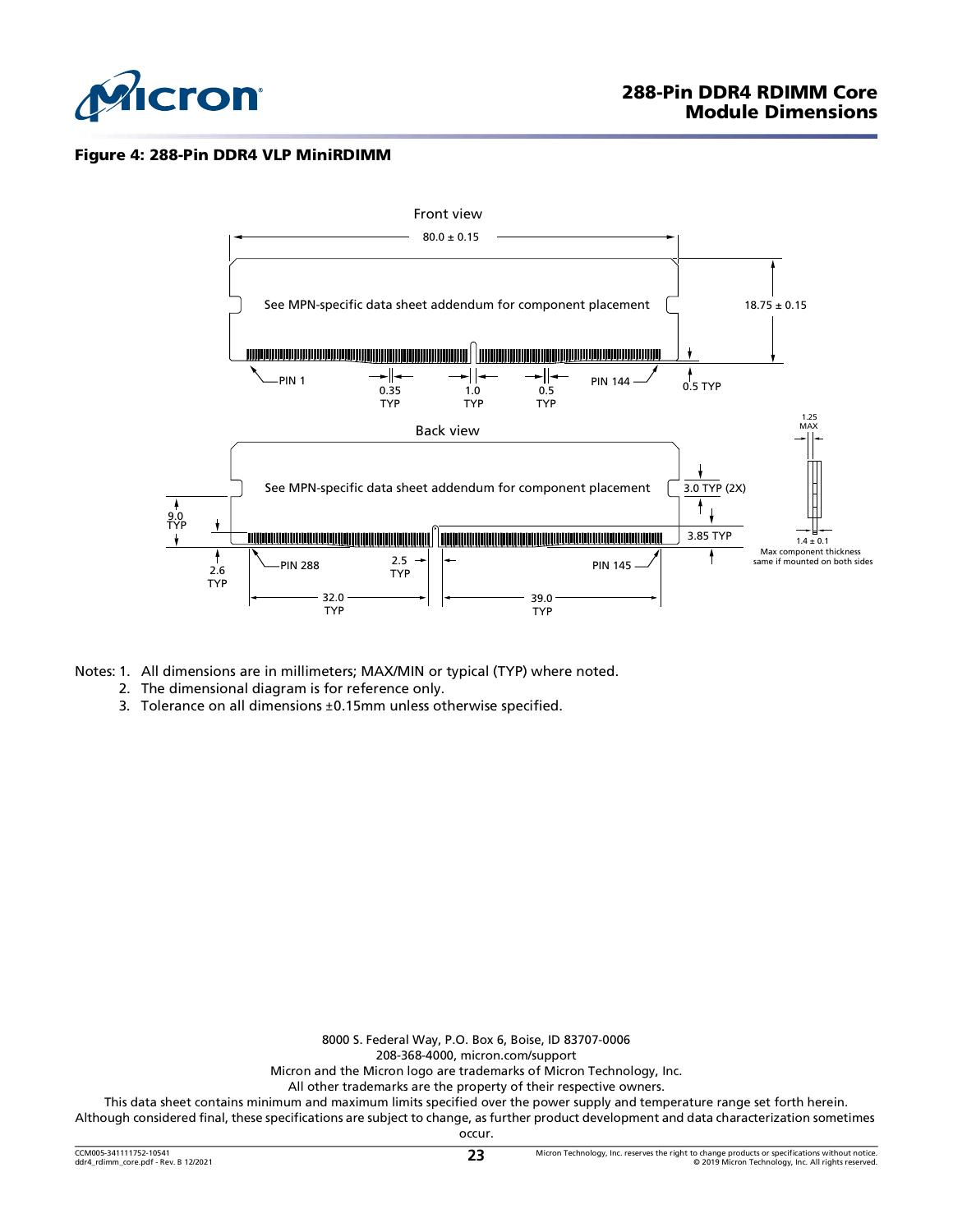**Figure 4: 288-Pin DDR4 VLP MiniRDIMM**

Front view

80.0 ± 0.15

See MPN-specific data sheet addendum for component placement

18.75 ± 0.15

PIN 1

0.35 TYP

1.0 TYP

0.5 TYP

PIN 144

0.5 TYP

Back view

See MPN-specific data sheet addendum for component placement

3.0 TYP (2X)

9.0 TYP

3.85 TYP

2.6 TYP

PIN 288

2.5 TYP

PIN 145

32.0 TYP

39.0 TYP

1.25 MAX

1.4 ± 0.1

Max component thickness same if mounted on both sides

Notes:
1. All dimensions are in millimeters; MAX/MIN or typical (TYP) where noted.
2. The dimensional diagram is for reference only.
3. Tolerance on all dimensions ±0.15mm unless otherwise specified.

8000 S. Federal Way, P.O. Box 6, Boise, ID 83707-0006
208-368-4000, micron.com/support
Micron and the Micron logo are trademarks of Micron Technology, Inc.
All other trademarks are the property of their respective owners.
This data sheet contains minimum and maximum limits specified over the power supply and temperature range set forth herein.
Although considered final, these specifications are subject to change, as further product development and data characterization sometimes occur.